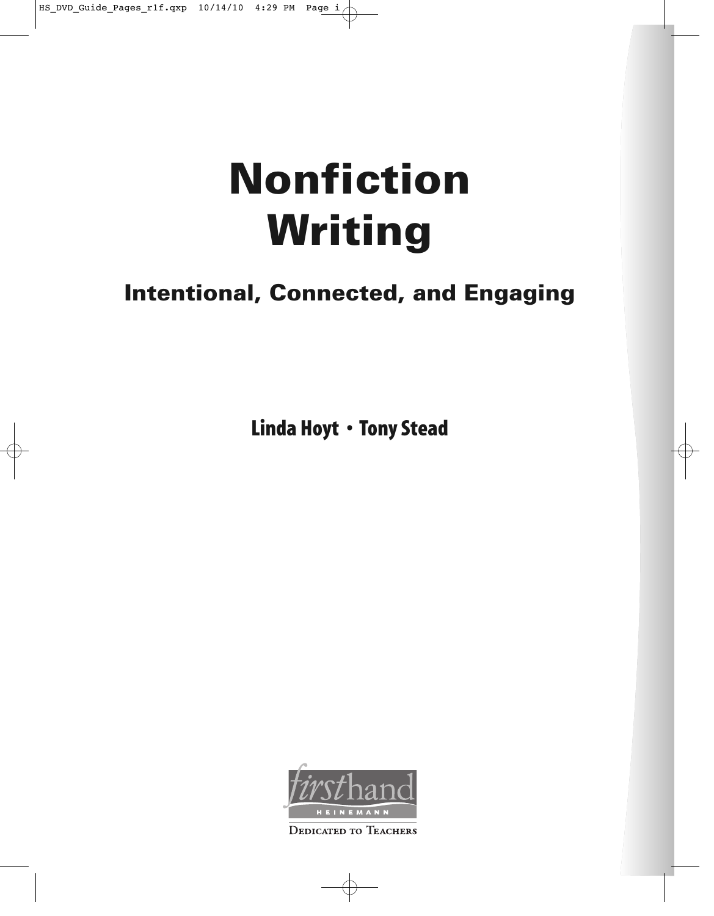# Nonfiction Writing

## Intentional, Connected, and Engaging

**Linda Hoyt • Tony Stead**

firsthand
HEINEMANN

Dedicated to Teachers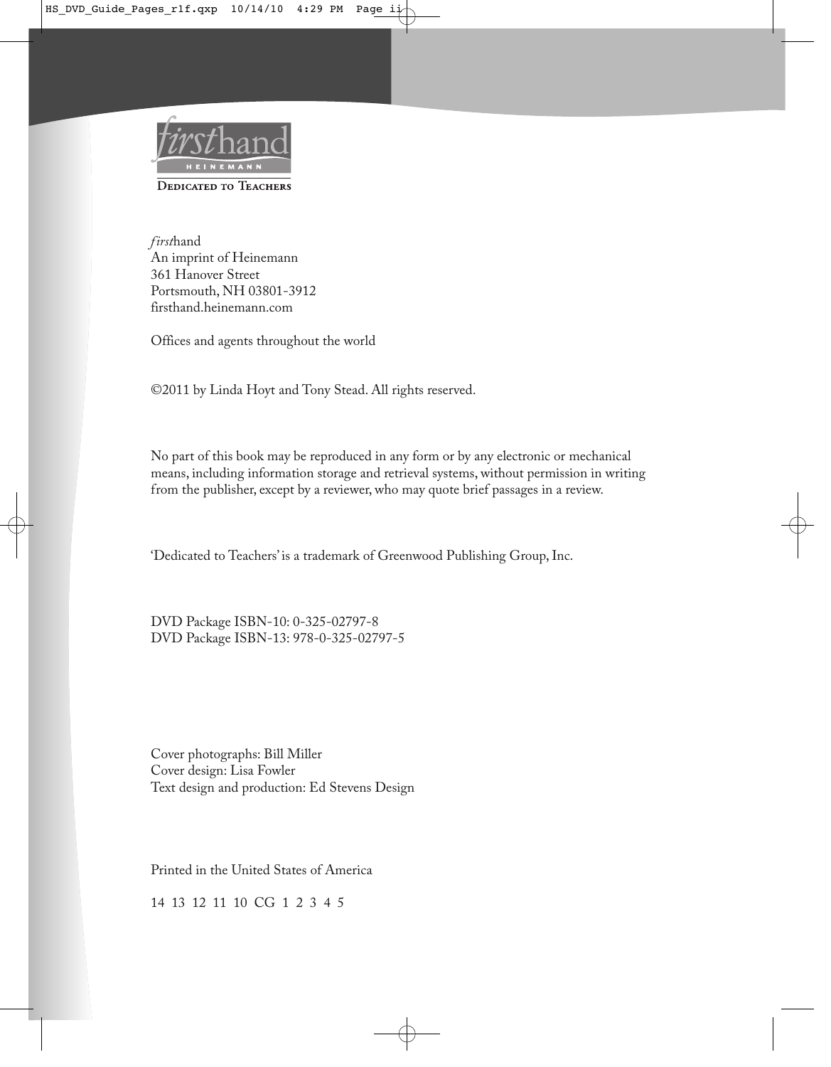*first*hand
An imprint of Heinemann
361 Hanover Street
Portsmouth, NH 03801-3912
firsthand.heinemann.com

Offices and agents throughout the world

©2011 by Linda Hoyt and Tony Stead. All rights reserved.

No part of this book may be reproduced in any form or by any electronic or mechanical means, including information storage and retrieval systems, without permission in writing from the publisher, except by a reviewer, who may quote brief passages in a review.

'Dedicated to Teachers' is a trademark of Greenwood Publishing Group, Inc.

DVD Package ISBN-10: 0-325-02797-8
DVD Package ISBN-13: 978-0-325-02797-5

Cover photographs: Bill Miller
Cover design: Lisa Fowler
Text design and production: Ed Stevens Design

Printed in the United States of America

14 13 12 11 10 CG 1 2 3 4 5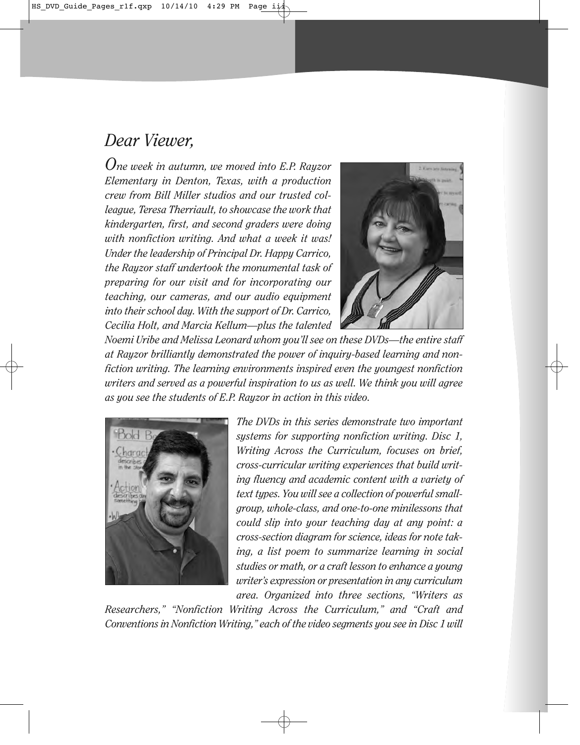# *Dear Viewer,*

*One week in autumn, we moved into E.P. Rayzor Elementary in Denton, Texas, with a production crew from Bill Miller studios and our trusted colleague, Teresa Therriault, to showcase the work that kindergarten, first, and second graders were doing with nonfiction writing. And what a week it was! Under the leadership of Principal Dr. Happy Carrico, the Rayzor staff undertook the monumental task of preparing for our visit and for incorporating our teaching, our cameras, and our audio equipment into their school day. With the support of Dr. Carrico, Cecilia Holt, and Marcia Kellum—plus the talented Noemi Uribe and Melissa Leonard whom you'll see on these DVDs—the entire staff at Rayzor brilliantly demonstrated the power of inquiry-based learning and nonfiction writing. The learning environments inspired even the youngest nonfiction writers and served as a powerful inspiration to us as well. We think you will agree as you see the students of E.P. Rayzor in action in this video.*

*The DVDs in this series demonstrate two important systems for supporting nonfiction writing. Disc 1, Writing Across the Curriculum, focuses on brief, cross-curricular writing experiences that build writing fluency and academic content with a variety of text types. You will see a collection of powerful small-group, whole-class, and one-to-one minilessons that could slip into your teaching day at any point: a cross-section diagram for science, ideas for note taking, a list poem to summarize learning in social studies or math, or a craft lesson to enhance a young writer's expression or presentation in any curriculum area. Organized into three sections, "Writers as Researchers," "Nonfiction Writing Across the Curriculum," and "Craft and Conventions in Nonfiction Writing," each of the video segments you see in Disc 1 will*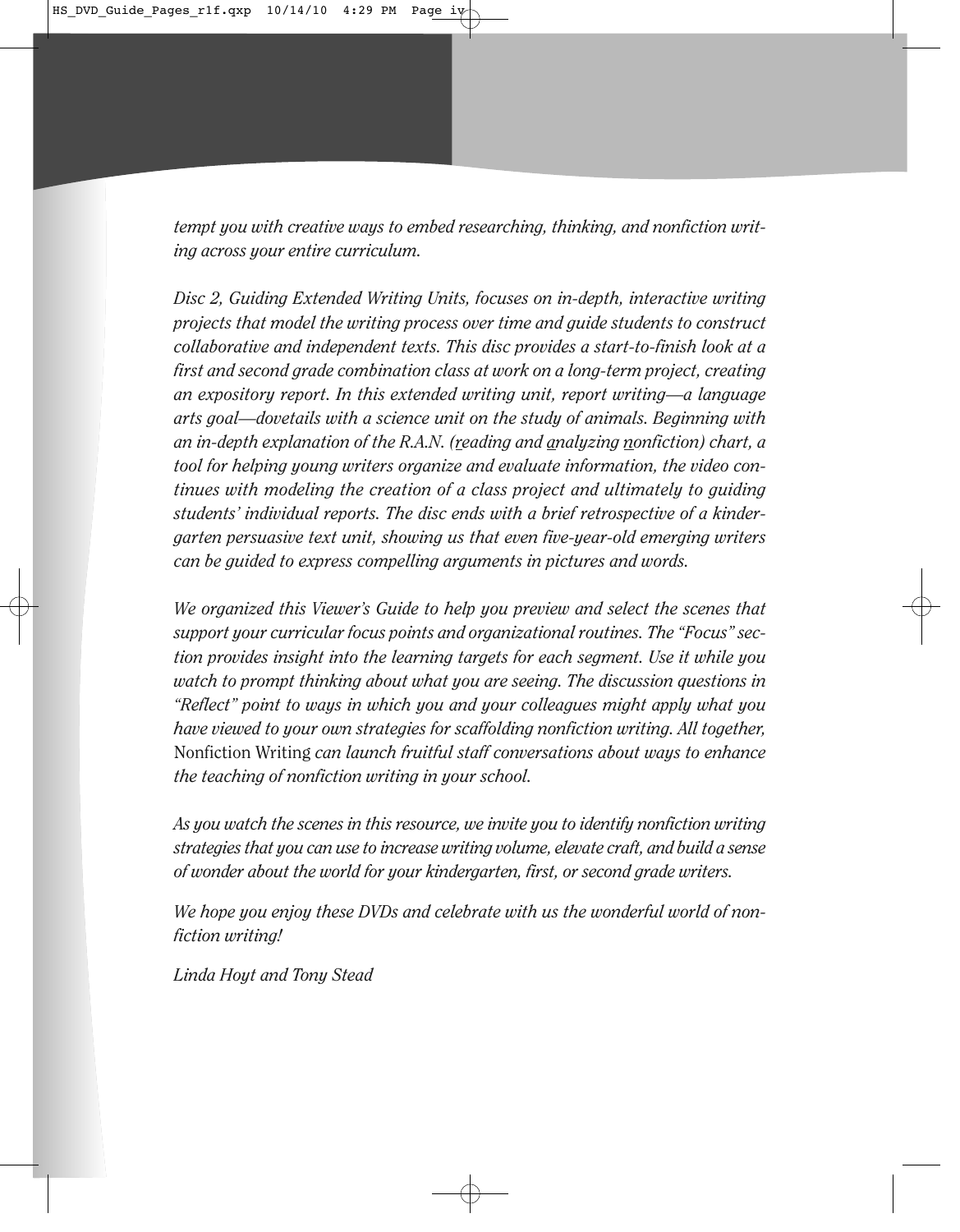*tempt you with creative ways to embed researching, thinking, and nonfiction writing across your entire curriculum.*

*Disc 2, Guiding Extended Writing Units, focuses on in-depth, interactive writing projects that model the writing process over time and guide students to construct collaborative and independent texts. This disc provides a start-to-finish look at a first and second grade combination class at work on a long-term project, creating an expository report. In this extended writing unit, report writing—a language arts goal—dovetails with a science unit on the study of animals. Beginning with an in-depth explanation of the R.A.N. (reading and analyzing nonfiction) chart, a tool for helping young writers organize and evaluate information, the video continues with modeling the creation of a class project and ultimately to guiding students' individual reports. The disc ends with a brief retrospective of a kindergarten persuasive text unit, showing us that even five-year-old emerging writers can be guided to express compelling arguments in pictures and words.*

*We organized this Viewer's Guide to help you preview and select the scenes that support your curricular focus points and organizational routines. The "Focus" section provides insight into the learning targets for each segment. Use it while you watch to prompt thinking about what you are seeing. The discussion questions in "Reflect" point to ways in which you and your colleagues might apply what you have viewed to your own strategies for scaffolding nonfiction writing. All together,* Nonfiction Writing *can launch fruitful staff conversations about ways to enhance the teaching of nonfiction writing in your school.*

*As you watch the scenes in this resource, we invite you to identify nonfiction writing strategies that you can use to increase writing volume, elevate craft, and build a sense of wonder about the world for your kindergarten, first, or second grade writers.*

*We hope you enjoy these DVDs and celebrate with us the wonderful world of nonfiction writing!*

*Linda Hoyt and Tony Stead*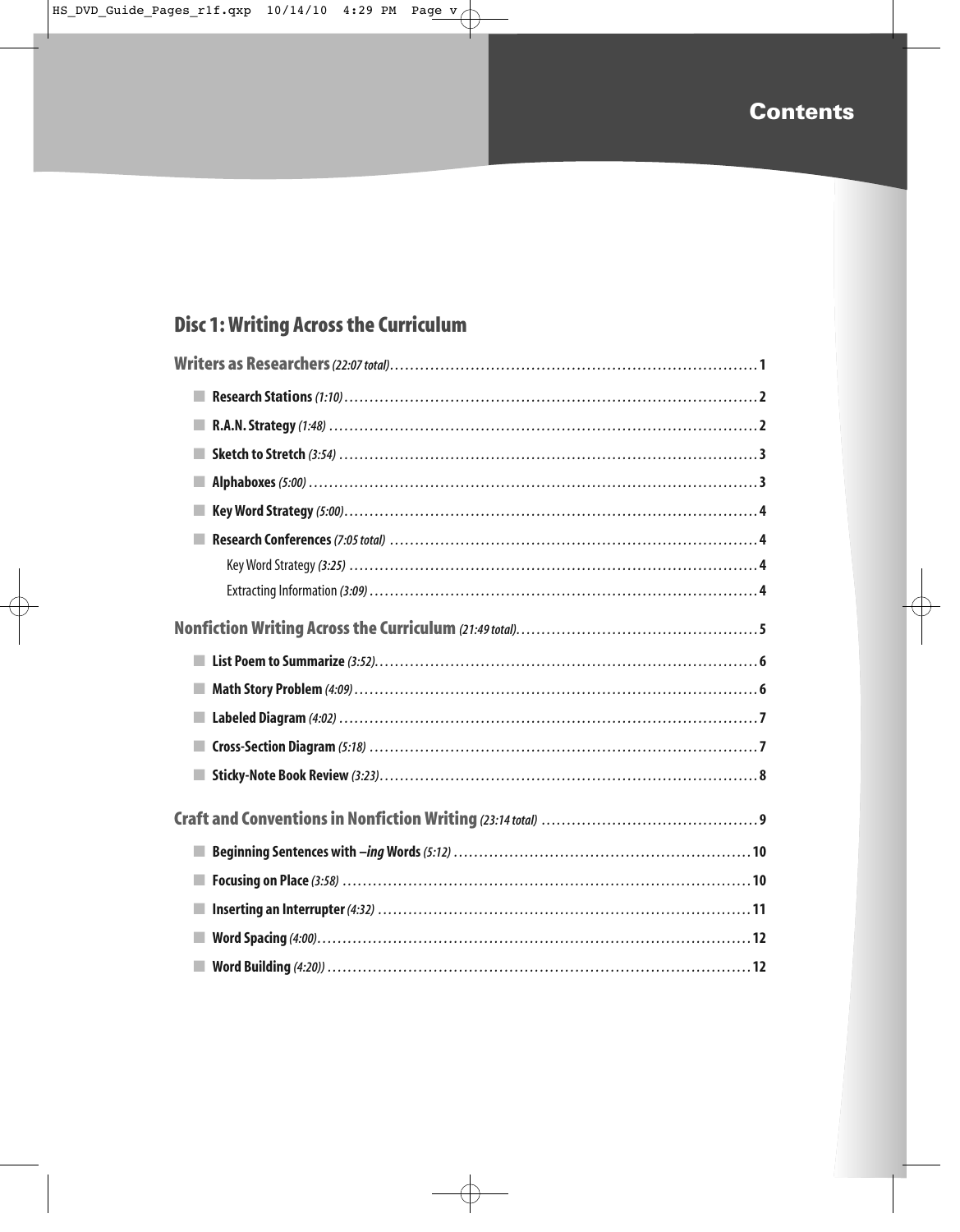# Contents

## Disc 1: Writing Across the Curriculum

### Writers as Researchers *(22:07 total)* .......... 1

- **Research Stations** *(1:10)* .......... 2
- **R.A.N. Strategy** *(1:48)* .......... 2
- **Sketch to Stretch** *(3:54)* .......... 3
- **Alphaboxes** *(5:00)* .......... 3
- **Key Word Strategy** *(5:00)* .......... 4
- **Research Conferences** *(7:05 total)* .......... 4
  - Key Word Strategy *(3:25)* .......... 4
  - Extracting Information *(3:09)* .......... 4

### Nonfiction Writing Across the Curriculum *(21:49 total)* .......... 5

- **List Poem to Summarize** *(3:52)* .......... 6
- **Math Story Problem** *(4:09)* .......... 6
- **Labeled Diagram** *(4:02)* .......... 7
- **Cross-Section Diagram** *(5:18)* .......... 7
- **Sticky-Note Book Review** *(3:23)* .......... 8

### Craft and Conventions in Nonfiction Writing *(23:14 total)* .......... 9

- **Beginning Sentences with *–ing* Words** *(5:12)* .......... 10
- **Focusing on Place** *(3:58)* .......... 10
- **Inserting an Interrupter** *(4:32)* .......... 11
- **Word Spacing** *(4:00)* .......... 12
- **Word Building** *(4:20))* .......... 12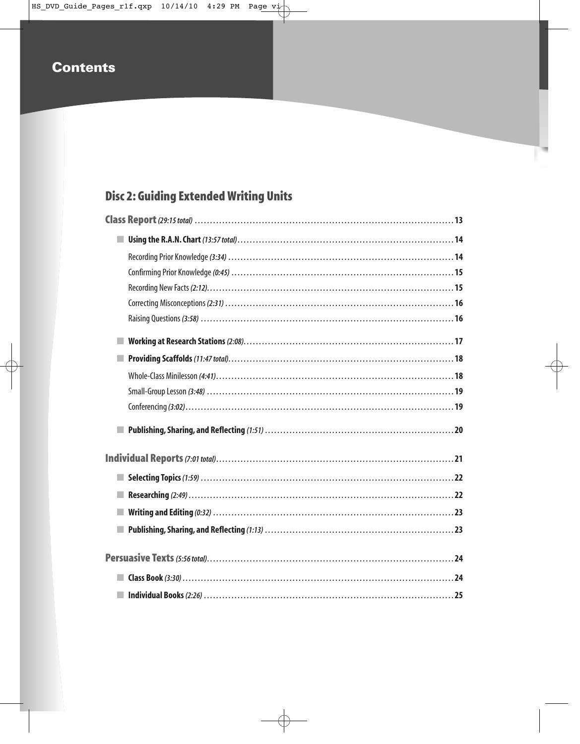# Contents

## Disc 2: Guiding Extended Writing Units

**Class Report** *(29:15 total)* ........ 13

- **Using the R.A.N. Chart** *(13:57 total)* ........ 14
  - Recording Prior Knowledge *(3:34)* ........ 14
  - Confirming Prior Knowledge *(0:45)* ........ 15
  - Recording New Facts *(2:12)* ........ 15
  - Correcting Misconceptions *(2:31)* ........ 16
  - Raising Questions *(3:58)* ........ 16
- **Working at Research Stations** *(2:08)* ........ 17
- **Providing Scaffolds** *(11:47 total)* ........ 18
  - Whole-Class Minilesson *(4:41)* ........ 18
  - Small-Group Lesson *(3:48)* ........ 19
  - Conferencing *(3:02)* ........ 19
- **Publishing, Sharing, and Reflecting** *(1:51)* ........ 20

**Individual Reports** *(7:01 total)* ........ 21

- **Selecting Topics** *(1:59)* ........ 22
- **Researching** *(2:49)* ........ 22
- **Writing and Editing** *(0:32)* ........ 23
- **Publishing, Sharing, and Reflecting** *(1:13)* ........ 23

**Persuasive Texts** *(5:56 total)* ........ 24

- **Class Book** *(3:30)* ........ 24
- **Individual Books** *(2:26)* ........ 25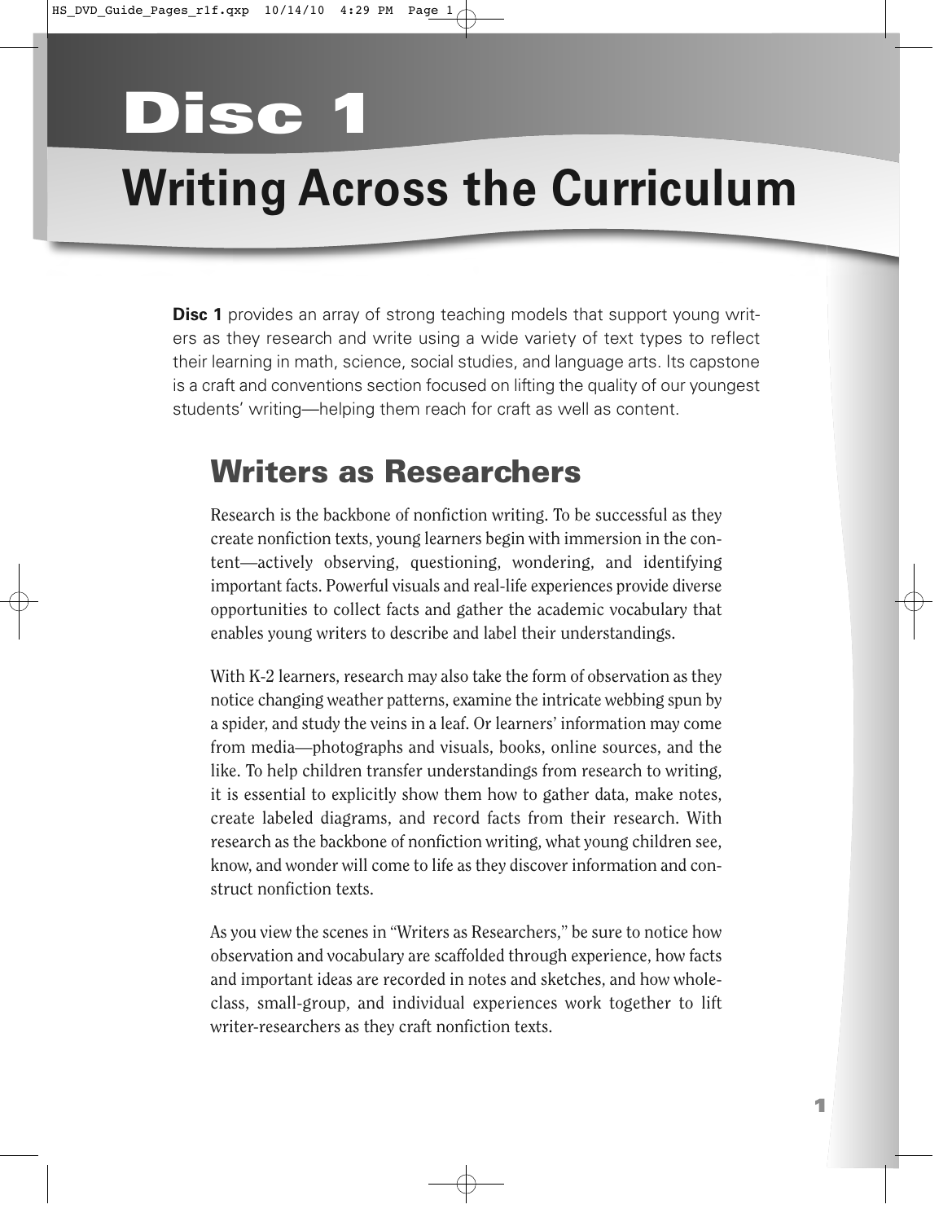# Disc 1

# Writing Across the Curriculum

**Disc 1** provides an array of strong teaching models that support young writers as they research and write using a wide variety of text types to reflect their learning in math, science, social studies, and language arts. Its capstone is a craft and conventions section focused on lifting the quality of our youngest students' writing—helping them reach for craft as well as content.

## Writers as Researchers

Research is the backbone of nonfiction writing. To be successful as they create nonfiction texts, young learners begin with immersion in the content—actively observing, questioning, wondering, and identifying important facts. Powerful visuals and real-life experiences provide diverse opportunities to collect facts and gather the academic vocabulary that enables young writers to describe and label their understandings.

With K-2 learners, research may also take the form of observation as they notice changing weather patterns, examine the intricate webbing spun by a spider, and study the veins in a leaf. Or learners' information may come from media—photographs and visuals, books, online sources, and the like. To help children transfer understandings from research to writing, it is essential to explicitly show them how to gather data, make notes, create labeled diagrams, and record facts from their research. With research as the backbone of nonfiction writing, what young children see, know, and wonder will come to life as they discover information and construct nonfiction texts.

As you view the scenes in "Writers as Researchers," be sure to notice how observation and vocabulary are scaffolded through experience, how facts and important ideas are recorded in notes and sketches, and how whole-class, small-group, and individual experiences work together to lift writer-researchers as they craft nonfiction texts.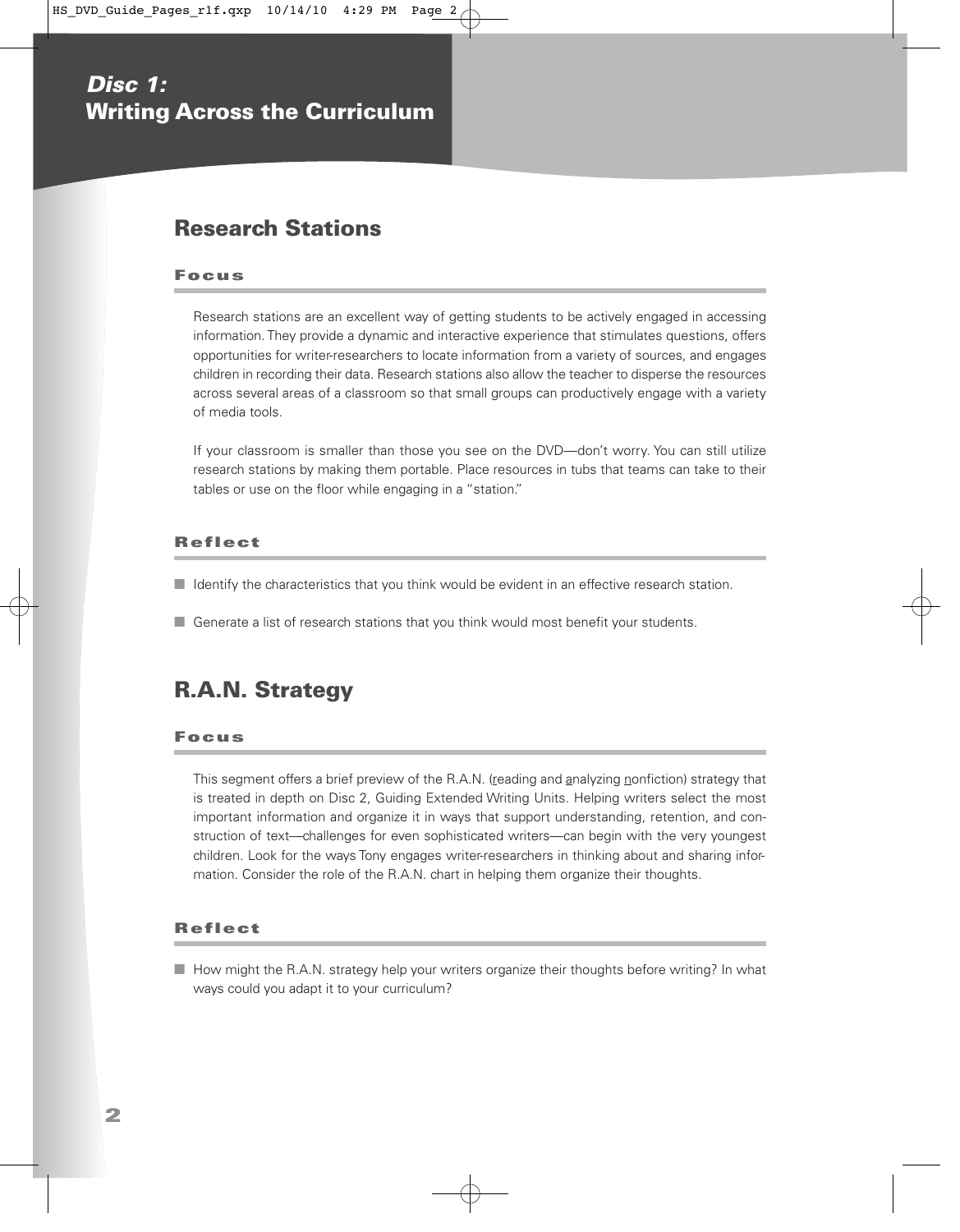## Disc 1: Writing Across the Curriculum

## Research Stations

### Focus

Research stations are an excellent way of getting students to be actively engaged in accessing information. They provide a dynamic and interactive experience that stimulates questions, offers opportunities for writer-researchers to locate information from a variety of sources, and engages children in recording their data. Research stations also allow the teacher to disperse the resources across several areas of a classroom so that small groups can productively engage with a variety of media tools.

If your classroom is smaller than those you see on the DVD—don't worry. You can still utilize research stations by making them portable. Place resources in tubs that teams can take to their tables or use on the floor while engaging in a "station."

### Reflect

- Identify the characteristics that you think would be evident in an effective research station.
- Generate a list of research stations that you think would most benefit your students.

## R.A.N. Strategy

### Focus

This segment offers a brief preview of the R.A.N. (reading and analyzing nonfiction) strategy that is treated in depth on Disc 2, Guiding Extended Writing Units. Helping writers select the most important information and organize it in ways that support understanding, retention, and construction of text—challenges for even sophisticated writers—can begin with the very youngest children. Look for the ways Tony engages writer-researchers in thinking about and sharing information. Consider the role of the R.A.N. chart in helping them organize their thoughts.

### Reflect

- How might the R.A.N. strategy help your writers organize their thoughts before writing? In what ways could you adapt it to your curriculum?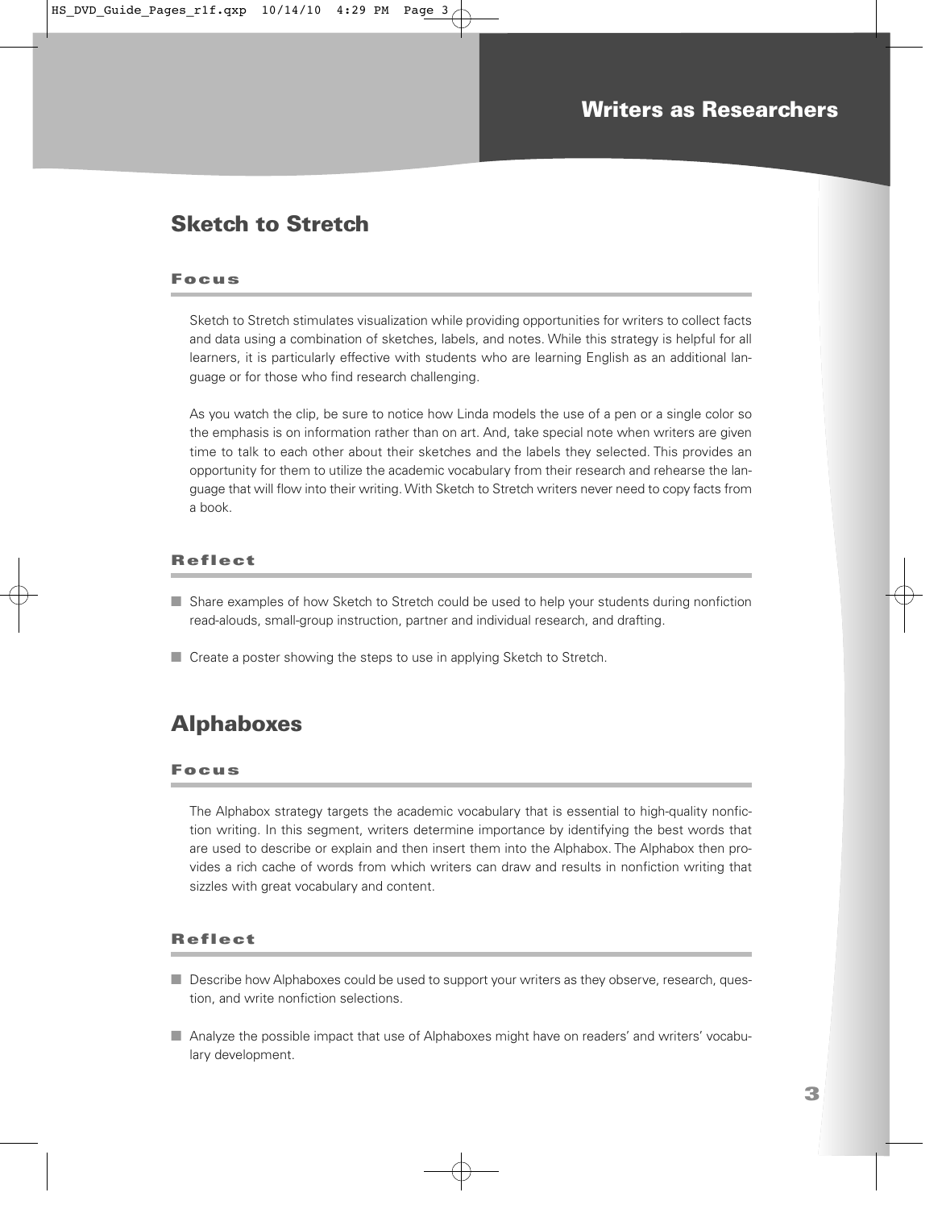## Writers as Researchers

## Sketch to Stretch

### Focus

Sketch to Stretch stimulates visualization while providing opportunities for writers to collect facts and data using a combination of sketches, labels, and notes. While this strategy is helpful for all learners, it is particularly effective with students who are learning English as an additional language or for those who find research challenging.

As you watch the clip, be sure to notice how Linda models the use of a pen or a single color so the emphasis is on information rather than on art. And, take special note when writers are given time to talk to each other about their sketches and the labels they selected. This provides an opportunity for them to utilize the academic vocabulary from their research and rehearse the language that will flow into their writing. With Sketch to Stretch writers never need to copy facts from a book.

### Reflect

- Share examples of how Sketch to Stretch could be used to help your students during nonfiction read-alouds, small-group instruction, partner and individual research, and drafting.
- Create a poster showing the steps to use in applying Sketch to Stretch.

## Alphaboxes

### Focus

The Alphabox strategy targets the academic vocabulary that is essential to high-quality nonfiction writing. In this segment, writers determine importance by identifying the best words that are used to describe or explain and then insert them into the Alphabox. The Alphabox then provides a rich cache of words from which writers can draw and results in nonfiction writing that sizzles with great vocabulary and content.

### Reflect

- Describe how Alphaboxes could be used to support your writers as they observe, research, question, and write nonfiction selections.
- Analyze the possible impact that use of Alphaboxes might have on readers' and writers' vocabulary development.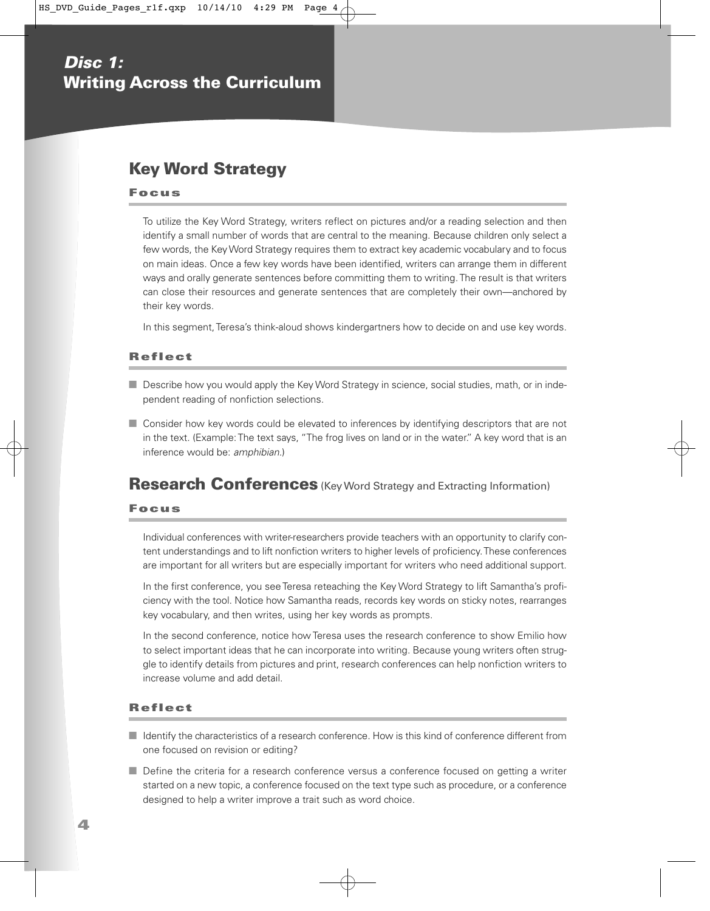# Disc 1: Writing Across the Curriculum

## Key Word Strategy

### Focus

To utilize the Key Word Strategy, writers reflect on pictures and/or a reading selection and then identify a small number of words that are central to the meaning. Because children only select a few words, the Key Word Strategy requires them to extract key academic vocabulary and to focus on main ideas. Once a few key words have been identified, writers can arrange them in different ways and orally generate sentences before committing them to writing. The result is that writers can close their resources and generate sentences that are completely their own—anchored by their key words.

In this segment, Teresa's think-aloud shows kindergartners how to decide on and use key words.

### Reflect

- Describe how you would apply the Key Word Strategy in science, social studies, math, or in independent reading of nonfiction selections.
- Consider how key words could be elevated to inferences by identifying descriptors that are not in the text. (Example: The text says, "The frog lives on land or in the water." A key word that is an inference would be: *amphibian*.)

## Research Conferences (Key Word Strategy and Extracting Information)

### Focus

Individual conferences with writer-researchers provide teachers with an opportunity to clarify content understandings and to lift nonfiction writers to higher levels of proficiency. These conferences are important for all writers but are especially important for writers who need additional support.

In the first conference, you see Teresa reteaching the Key Word Strategy to lift Samantha's proficiency with the tool. Notice how Samantha reads, records key words on sticky notes, rearranges key vocabulary, and then writes, using her key words as prompts.

In the second conference, notice how Teresa uses the research conference to show Emilio how to select important ideas that he can incorporate into writing. Because young writers often struggle to identify details from pictures and print, research conferences can help nonfiction writers to increase volume and add detail.

### Reflect

- Identify the characteristics of a research conference. How is this kind of conference different from one focused on revision or editing?
- Define the criteria for a research conference versus a conference focused on getting a writer started on a new topic, a conference focused on the text type such as procedure, or a conference designed to help a writer improve a trait such as word choice.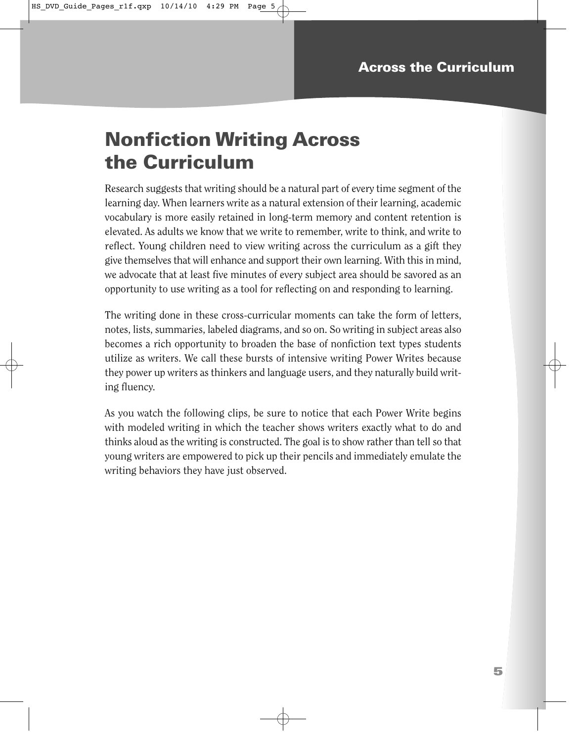# Nonfiction Writing Across the Curriculum

Research suggests that writing should be a natural part of every time segment of the learning day. When learners write as a natural extension of their learning, academic vocabulary is more easily retained in long-term memory and content retention is elevated. As adults we know that we write to remember, write to think, and write to reflect. Young children need to view writing across the curriculum as a gift they give themselves that will enhance and support their own learning. With this in mind, we advocate that at least five minutes of every subject area should be savored as an opportunity to use writing as a tool for reflecting on and responding to learning.

The writing done in these cross-curricular moments can take the form of letters, notes, lists, summaries, labeled diagrams, and so on. So writing in subject areas also becomes a rich opportunity to broaden the base of nonfiction text types students utilize as writers. We call these bursts of intensive writing Power Writes because they power up writers as thinkers and language users, and they naturally build writing fluency.

As you watch the following clips, be sure to notice that each Power Write begins with modeled writing in which the teacher shows writers exactly what to do and thinks aloud as the writing is constructed. The goal is to show rather than tell so that young writers are empowered to pick up their pencils and immediately emulate the writing behaviors they have just observed.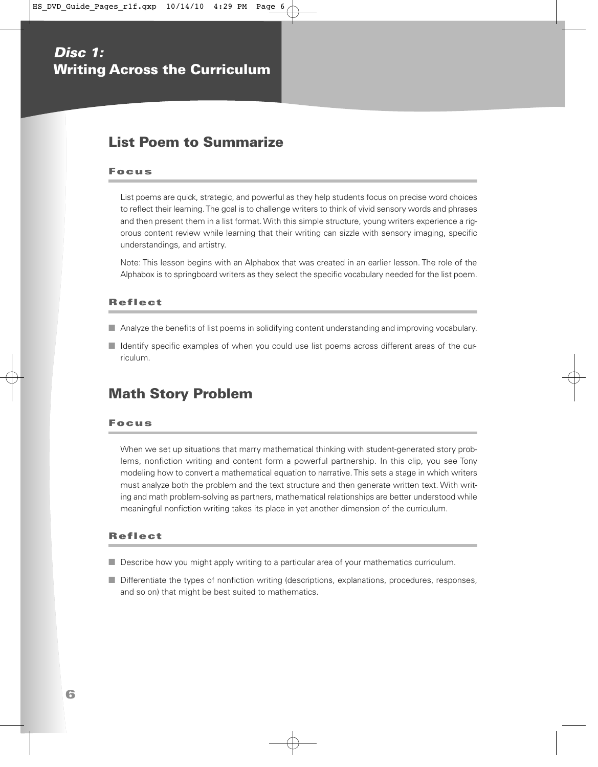# Disc 1: Writing Across the Curriculum

## List Poem to Summarize

### Focus

List poems are quick, strategic, and powerful as they help students focus on precise word choices to reflect their learning. The goal is to challenge writers to think of vivid sensory words and phrases and then present them in a list format. With this simple structure, young writers experience a rigorous content review while learning that their writing can sizzle with sensory imaging, specific understandings, and artistry.

Note: This lesson begins with an Alphabox that was created in an earlier lesson. The role of the Alphabox is to springboard writers as they select the specific vocabulary needed for the list poem.

### Reflect

- Analyze the benefits of list poems in solidifying content understanding and improving vocabulary.
- Identify specific examples of when you could use list poems across different areas of the curriculum.

## Math Story Problem

### Focus

When we set up situations that marry mathematical thinking with student-generated story problems, nonfiction writing and content form a powerful partnership. In this clip, you see Tony modeling how to convert a mathematical equation to narrative. This sets a stage in which writers must analyze both the problem and the text structure and then generate written text. With writing and math problem-solving as partners, mathematical relationships are better understood while meaningful nonfiction writing takes its place in yet another dimension of the curriculum.

### Reflect

- Describe how you might apply writing to a particular area of your mathematics curriculum.
- Differentiate the types of nonfiction writing (descriptions, explanations, procedures, responses, and so on) that might be best suited to mathematics.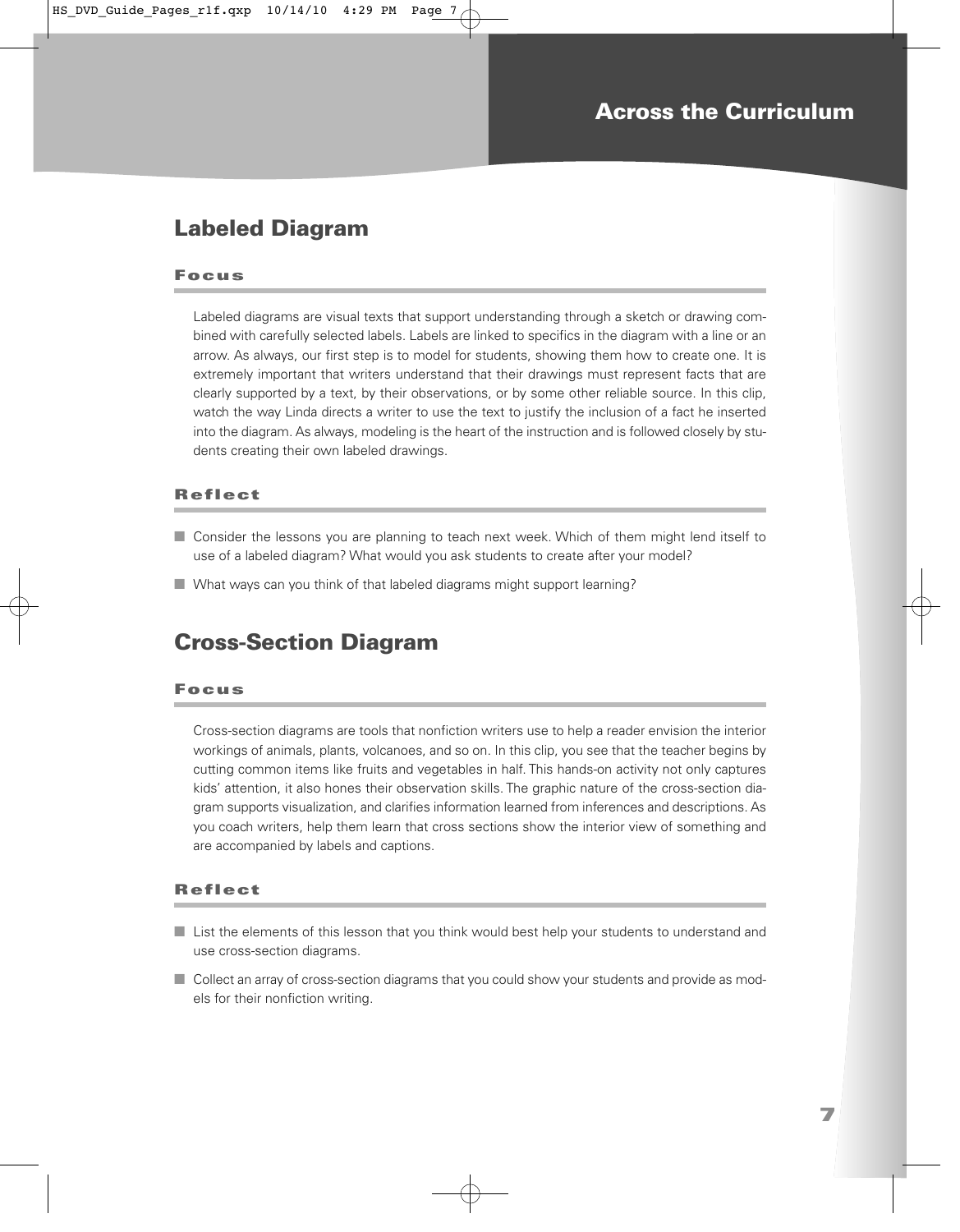## Across the Curriculum

## Labeled Diagram

### Focus

Labeled diagrams are visual texts that support understanding through a sketch or drawing combined with carefully selected labels. Labels are linked to specifics in the diagram with a line or an arrow. As always, our first step is to model for students, showing them how to create one. It is extremely important that writers understand that their drawings must represent facts that are clearly supported by a text, by their observations, or by some other reliable source. In this clip, watch the way Linda directs a writer to use the text to justify the inclusion of a fact he inserted into the diagram. As always, modeling is the heart of the instruction and is followed closely by students creating their own labeled drawings.

### Reflect

- Consider the lessons you are planning to teach next week. Which of them might lend itself to use of a labeled diagram? What would you ask students to create after your model?
- What ways can you think of that labeled diagrams might support learning?

## Cross-Section Diagram

### Focus

Cross-section diagrams are tools that nonfiction writers use to help a reader envision the interior workings of animals, plants, volcanoes, and so on. In this clip, you see that the teacher begins by cutting common items like fruits and vegetables in half. This hands-on activity not only captures kids' attention, it also hones their observation skills. The graphic nature of the cross-section diagram supports visualization, and clarifies information learned from inferences and descriptions. As you coach writers, help them learn that cross sections show the interior view of something and are accompanied by labels and captions.

### Reflect

- List the elements of this lesson that you think would best help your students to understand and use cross-section diagrams.
- Collect an array of cross-section diagrams that you could show your students and provide as models for their nonfiction writing.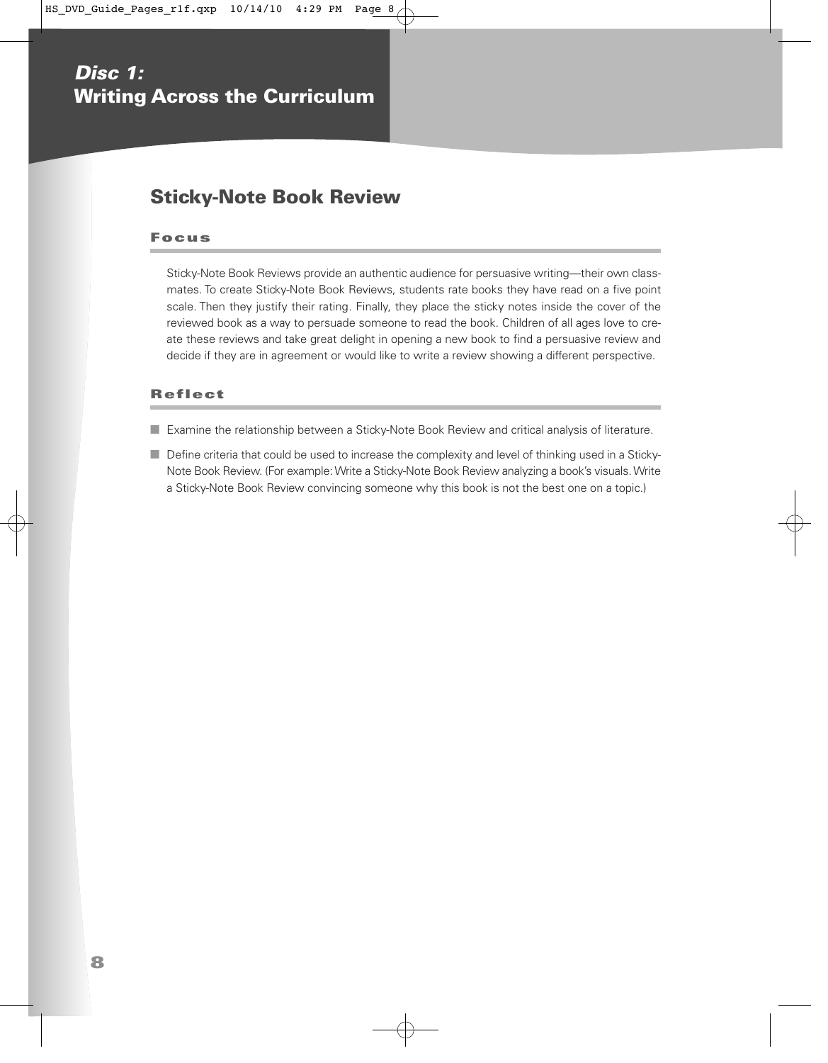# Disc 1: Writing Across the Curriculum

## Sticky-Note Book Review

### Focus

Sticky-Note Book Reviews provide an authentic audience for persuasive writing—their own classmates. To create Sticky-Note Book Reviews, students rate books they have read on a five point scale. Then they justify their rating. Finally, they place the sticky notes inside the cover of the reviewed book as a way to persuade someone to read the book. Children of all ages love to create these reviews and take great delight in opening a new book to find a persuasive review and decide if they are in agreement or would like to write a review showing a different perspective.

### Reflect

- Examine the relationship between a Sticky-Note Book Review and critical analysis of literature.
- Define criteria that could be used to increase the complexity and level of thinking used in a Sticky-Note Book Review. (For example: Write a Sticky-Note Book Review analyzing a book's visuals. Write a Sticky-Note Book Review convincing someone why this book is not the best one on a topic.)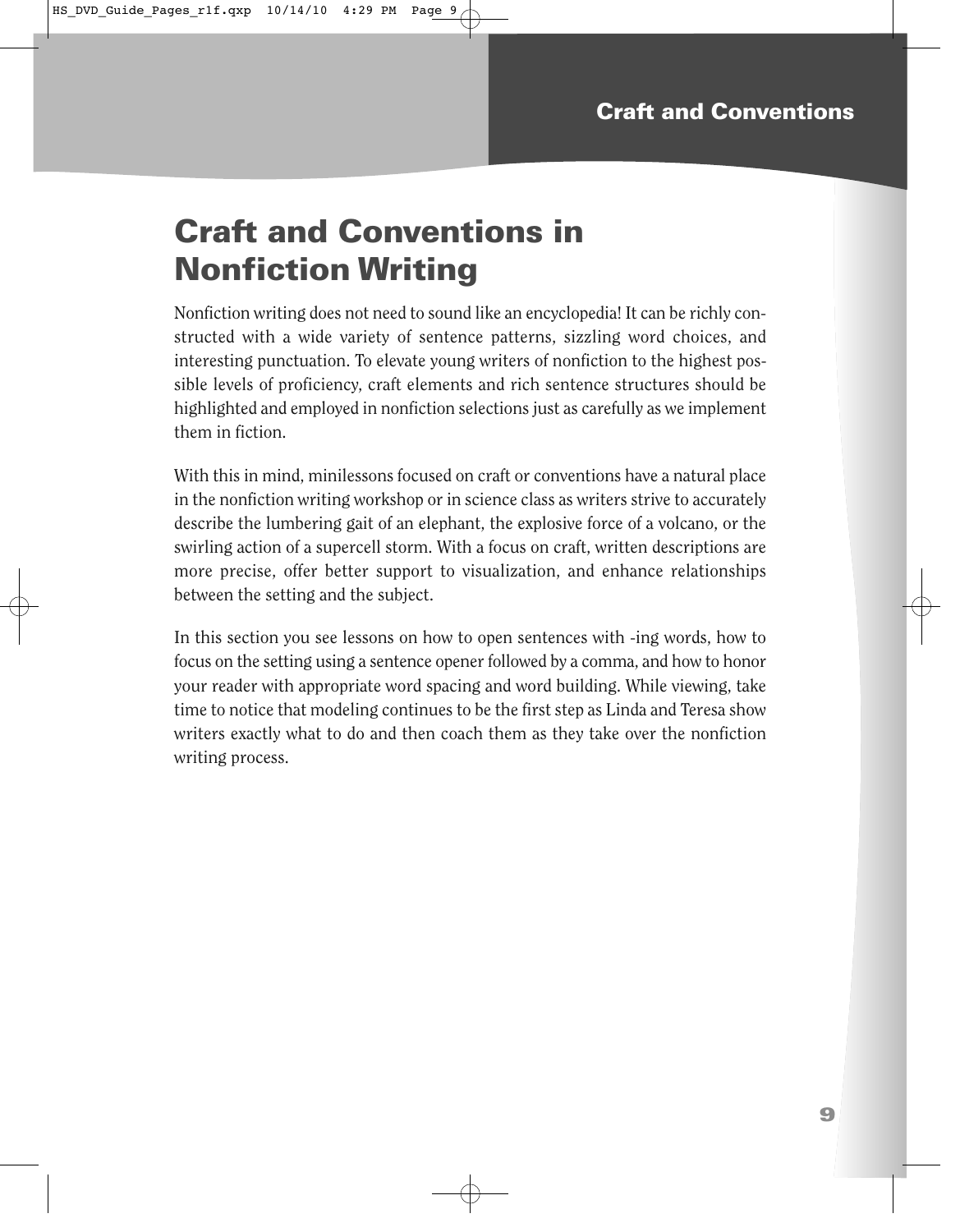# Craft and Conventions in Nonfiction Writing

Nonfiction writing does not need to sound like an encyclopedia! It can be richly constructed with a wide variety of sentence patterns, sizzling word choices, and interesting punctuation. To elevate young writers of nonfiction to the highest possible levels of proficiency, craft elements and rich sentence structures should be highlighted and employed in nonfiction selections just as carefully as we implement them in fiction.

With this in mind, minilessons focused on craft or conventions have a natural place in the nonfiction writing workshop or in science class as writers strive to accurately describe the lumbering gait of an elephant, the explosive force of a volcano, or the swirling action of a supercell storm. With a focus on craft, written descriptions are more precise, offer better support to visualization, and enhance relationships between the setting and the subject.

In this section you see lessons on how to open sentences with -ing words, how to focus on the setting using a sentence opener followed by a comma, and how to honor your reader with appropriate word spacing and word building. While viewing, take time to notice that modeling continues to be the first step as Linda and Teresa show writers exactly what to do and then coach them as they take over the nonfiction writing process.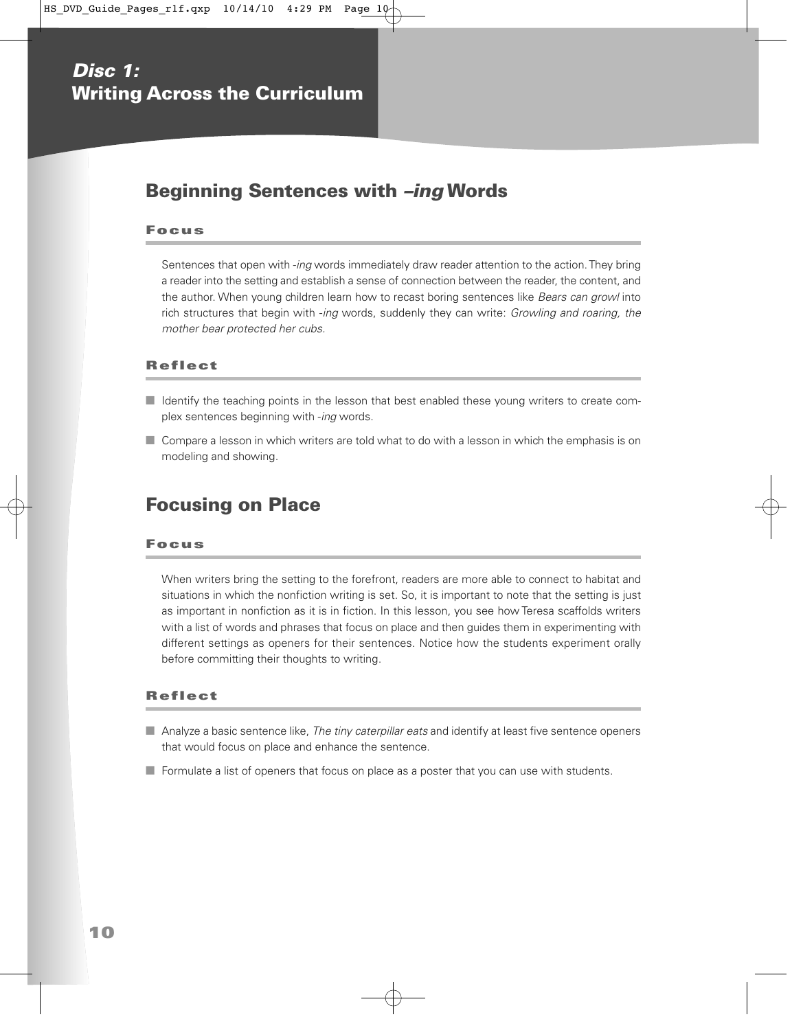# Disc 1: Writing Across the Curriculum

## Beginning Sentences with *–ing* Words

### Focus

Sentences that open with *-ing* words immediately draw reader attention to the action. They bring a reader into the setting and establish a sense of connection between the reader, the content, and the author. When young children learn how to recast boring sentences like *Bears can growl* into rich structures that begin with *-ing* words, suddenly they can write: *Growling and roaring, the mother bear protected her cubs.*

### Reflect

- Identify the teaching points in the lesson that best enabled these young writers to create complex sentences beginning with *-ing* words.
- Compare a lesson in which writers are told what to do with a lesson in which the emphasis is on modeling and showing.

## Focusing on Place

### Focus

When writers bring the setting to the forefront, readers are more able to connect to habitat and situations in which the nonfiction writing is set. So, it is important to note that the setting is just as important in nonfiction as it is in fiction. In this lesson, you see how Teresa scaffolds writers with a list of words and phrases that focus on place and then guides them in experimenting with different settings as openers for their sentences. Notice how the students experiment orally before committing their thoughts to writing.

### Reflect

- Analyze a basic sentence like, *The tiny caterpillar eats* and identify at least five sentence openers that would focus on place and enhance the sentence.
- Formulate a list of openers that focus on place as a poster that you can use with students.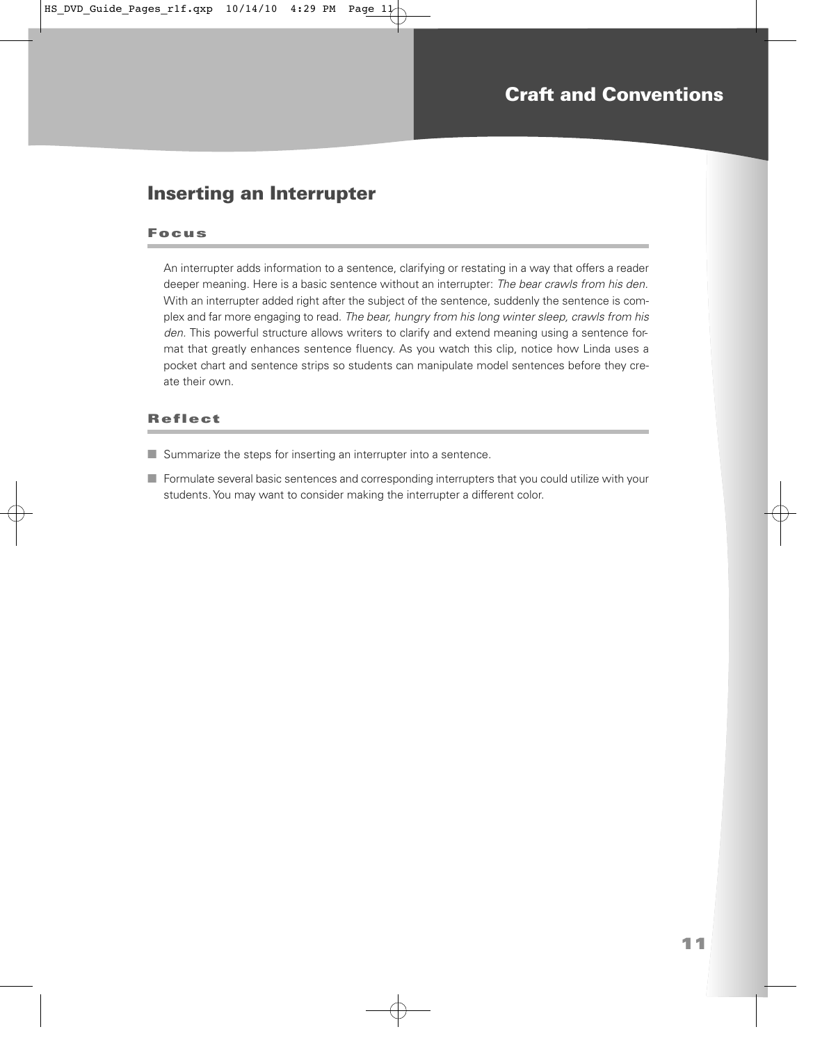## Craft and Conventions

# Inserting an Interrupter

### Focus

An interrupter adds information to a sentence, clarifying or restating in a way that offers a reader deeper meaning. Here is a basic sentence without an interrupter: *The bear crawls from his den.* With an interrupter added right after the subject of the sentence, suddenly the sentence is complex and far more engaging to read. *The bear, hungry from his long winter sleep, crawls from his den.* This powerful structure allows writers to clarify and extend meaning using a sentence format that greatly enhances sentence fluency. As you watch this clip, notice how Linda uses a pocket chart and sentence strips so students can manipulate model sentences before they create their own.

### Reflect

- Summarize the steps for inserting an interrupter into a sentence.
- Formulate several basic sentences and corresponding interrupters that you could utilize with your students. You may want to consider making the interrupter a different color.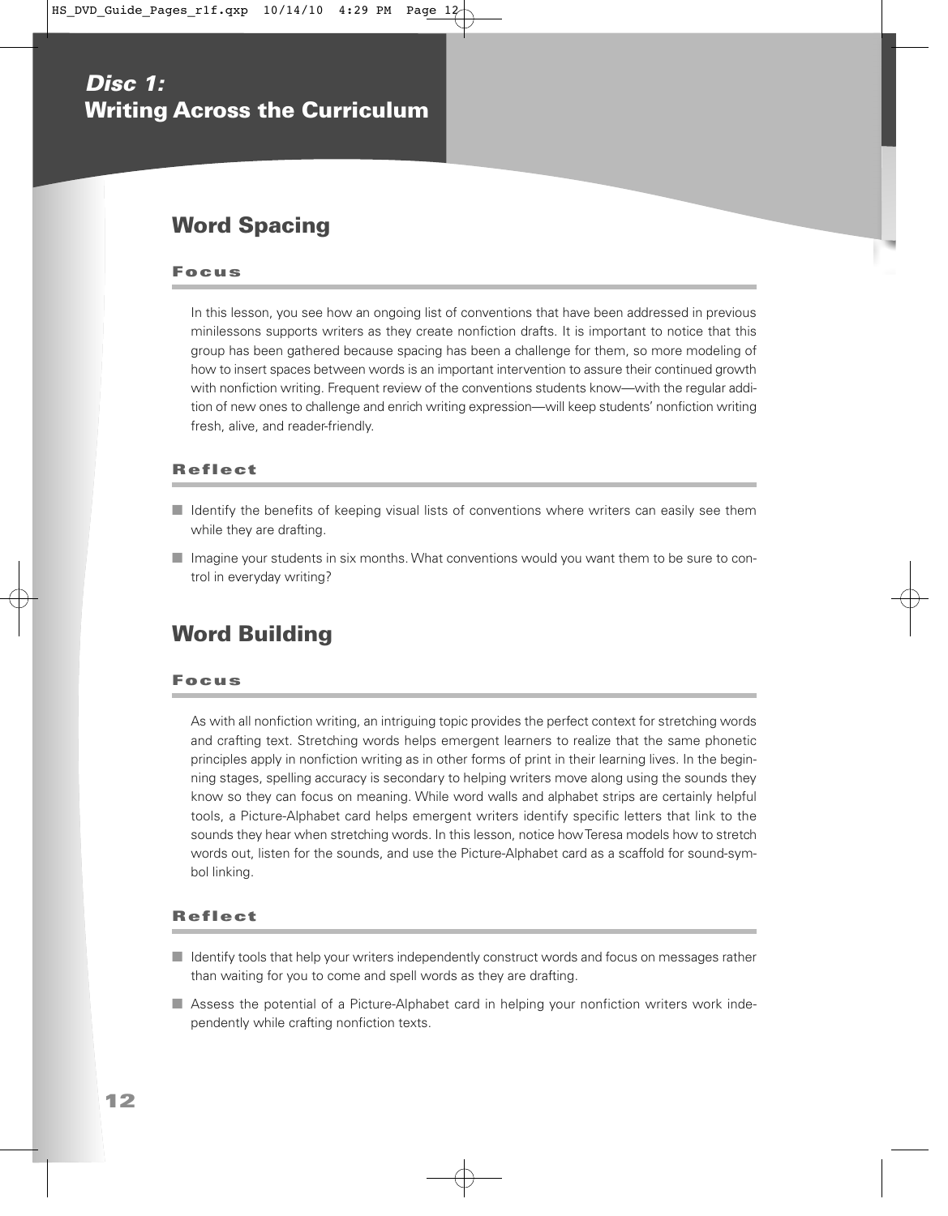## Disc 1: Writing Across the Curriculum

### Word Spacing

#### Focus

In this lesson, you see how an ongoing list of conventions that have been addressed in previous minilessons supports writers as they create nonfiction drafts. It is important to notice that this group has been gathered because spacing has been a challenge for them, so more modeling of how to insert spaces between words is an important intervention to assure their continued growth with nonfiction writing. Frequent review of the conventions students know—with the regular addition of new ones to challenge and enrich writing expression—will keep students' nonfiction writing fresh, alive, and reader-friendly.

#### Reflect

- Identify the benefits of keeping visual lists of conventions where writers can easily see them while they are drafting.
- Imagine your students in six months. What conventions would you want them to be sure to control in everyday writing?

### Word Building

#### Focus

As with all nonfiction writing, an intriguing topic provides the perfect context for stretching words and crafting text. Stretching words helps emergent learners to realize that the same phonetic principles apply in nonfiction writing as in other forms of print in their learning lives. In the beginning stages, spelling accuracy is secondary to helping writers move along using the sounds they know so they can focus on meaning. While word walls and alphabet strips are certainly helpful tools, a Picture-Alphabet card helps emergent writers identify specific letters that link to the sounds they hear when stretching words. In this lesson, notice how Teresa models how to stretch words out, listen for the sounds, and use the Picture-Alphabet card as a scaffold for sound-symbol linking.

#### Reflect

- Identify tools that help your writers independently construct words and focus on messages rather than waiting for you to come and spell words as they are drafting.
- Assess the potential of a Picture-Alphabet card in helping your nonfiction writers work independently while crafting nonfiction texts.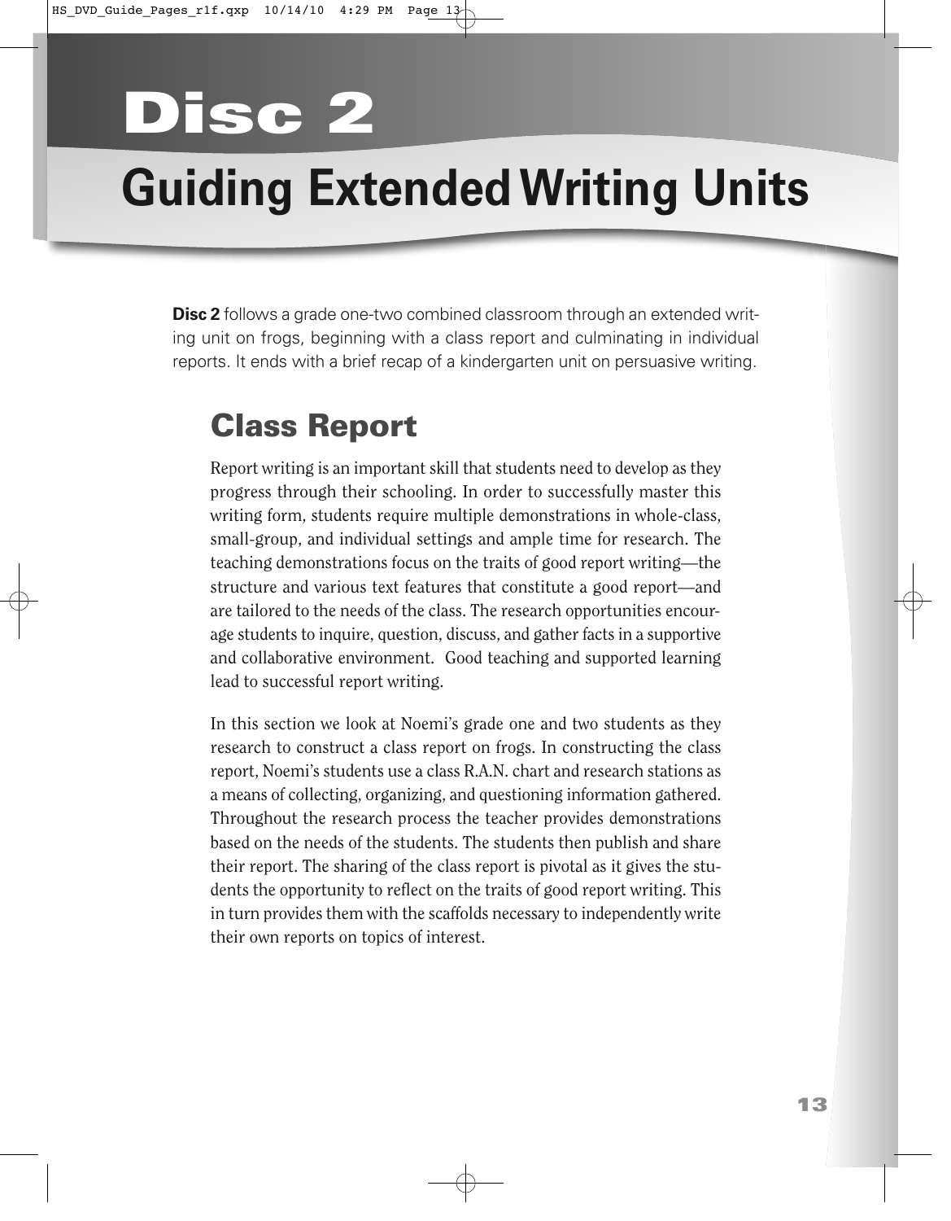# Disc 2

# Guiding Extended Writing Units

**Disc 2** follows a grade one-two combined classroom through an extended writing unit on frogs, beginning with a class report and culminating in individual reports. It ends with a brief recap of a kindergarten unit on persuasive writing.

## Class Report

Report writing is an important skill that students need to develop as they progress through their schooling. In order to successfully master this writing form, students require multiple demonstrations in whole-class, small-group, and individual settings and ample time for research. The teaching demonstrations focus on the traits of good report writing—the structure and various text features that constitute a good report—and are tailored to the needs of the class. The research opportunities encourage students to inquire, question, discuss, and gather facts in a supportive and collaborative environment. Good teaching and supported learning lead to successful report writing.

In this section we look at Noemi's grade one and two students as they research to construct a class report on frogs. In constructing the class report, Noemi's students use a class R.A.N. chart and research stations as a means of collecting, organizing, and questioning information gathered. Throughout the research process the teacher provides demonstrations based on the needs of the students. The students then publish and share their report. The sharing of the class report is pivotal as it gives the students the opportunity to reflect on the traits of good report writing. This in turn provides them with the scaffolds necessary to independently write their own reports on topics of interest.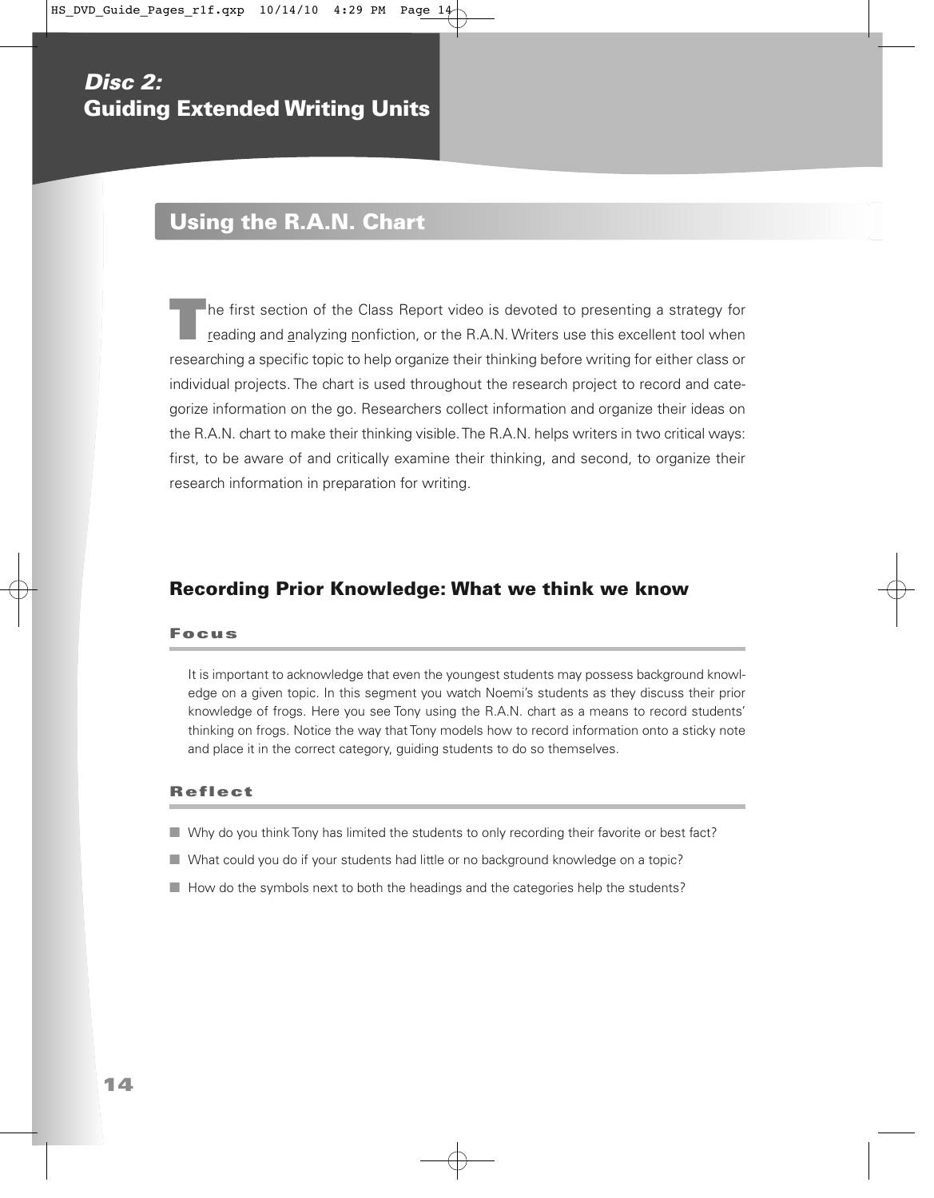# Disc 2: Guiding Extended Writing Units

## Using the R.A.N. Chart

The first section of the Class Report video is devoted to presenting a strategy for reading and analyzing nonfiction, or the R.A.N. Writers use this excellent tool when researching a specific topic to help organize their thinking before writing for either class or individual projects. The chart is used throughout the research project to record and categorize information on the go. Researchers collect information and organize their ideas on the R.A.N. chart to make their thinking visible. The R.A.N. helps writers in two critical ways: first, to be aware of and critically examine their thinking, and second, to organize their research information in preparation for writing.

### Recording Prior Knowledge: What we think we know

#### Focus

It is important to acknowledge that even the youngest students may possess background knowledge on a given topic. In this segment you watch Noemi's students as they discuss their prior knowledge of frogs. Here you see Tony using the R.A.N. chart as a means to record students' thinking on frogs. Notice the way that Tony models how to record information onto a sticky note and place it in the correct category, guiding students to do so themselves.

#### Reflect

- Why do you think Tony has limited the students to only recording their favorite or best fact?
- What could you do if your students had little or no background knowledge on a topic?
- How do the symbols next to both the headings and the categories help the students?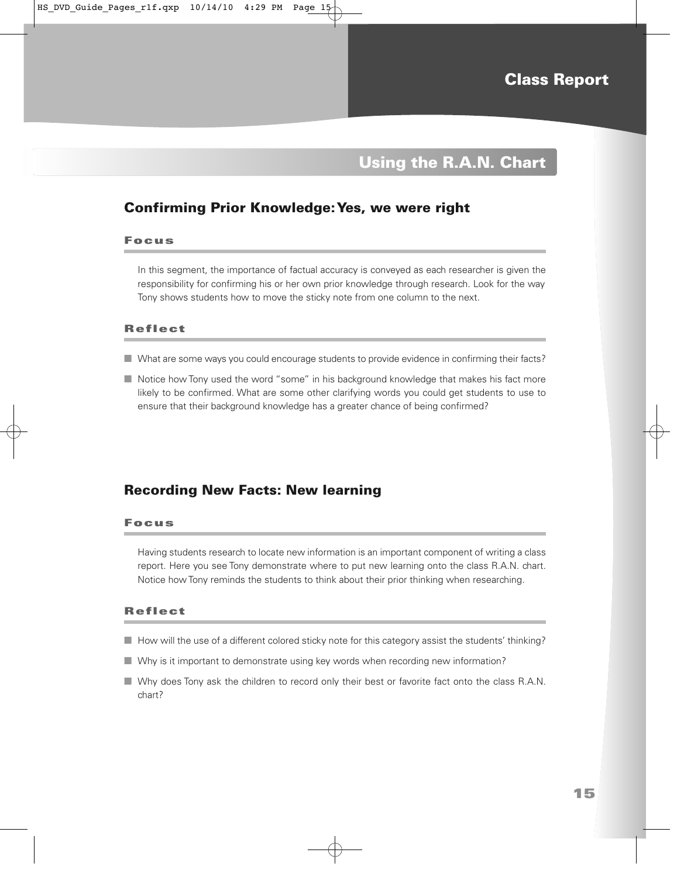# Class Report

## Using the R.A.N. Chart

### Confirming Prior Knowledge: Yes, we were right

#### Focus

In this segment, the importance of factual accuracy is conveyed as each researcher is given the responsibility for confirming his or her own prior knowledge through research. Look for the way Tony shows students how to move the sticky note from one column to the next.

#### Reflect

- What are some ways you could encourage students to provide evidence in confirming their facts?
- Notice how Tony used the word "some" in his background knowledge that makes his fact more likely to be confirmed. What are some other clarifying words you could get students to use to ensure that their background knowledge has a greater chance of being confirmed?

### Recording New Facts: New learning

#### Focus

Having students research to locate new information is an important component of writing a class report. Here you see Tony demonstrate where to put new learning onto the class R.A.N. chart. Notice how Tony reminds the students to think about their prior thinking when researching.

#### Reflect

- How will the use of a different colored sticky note for this category assist the students' thinking?
- Why is it important to demonstrate using key words when recording new information?
- Why does Tony ask the children to record only their best or favorite fact onto the class R.A.N. chart?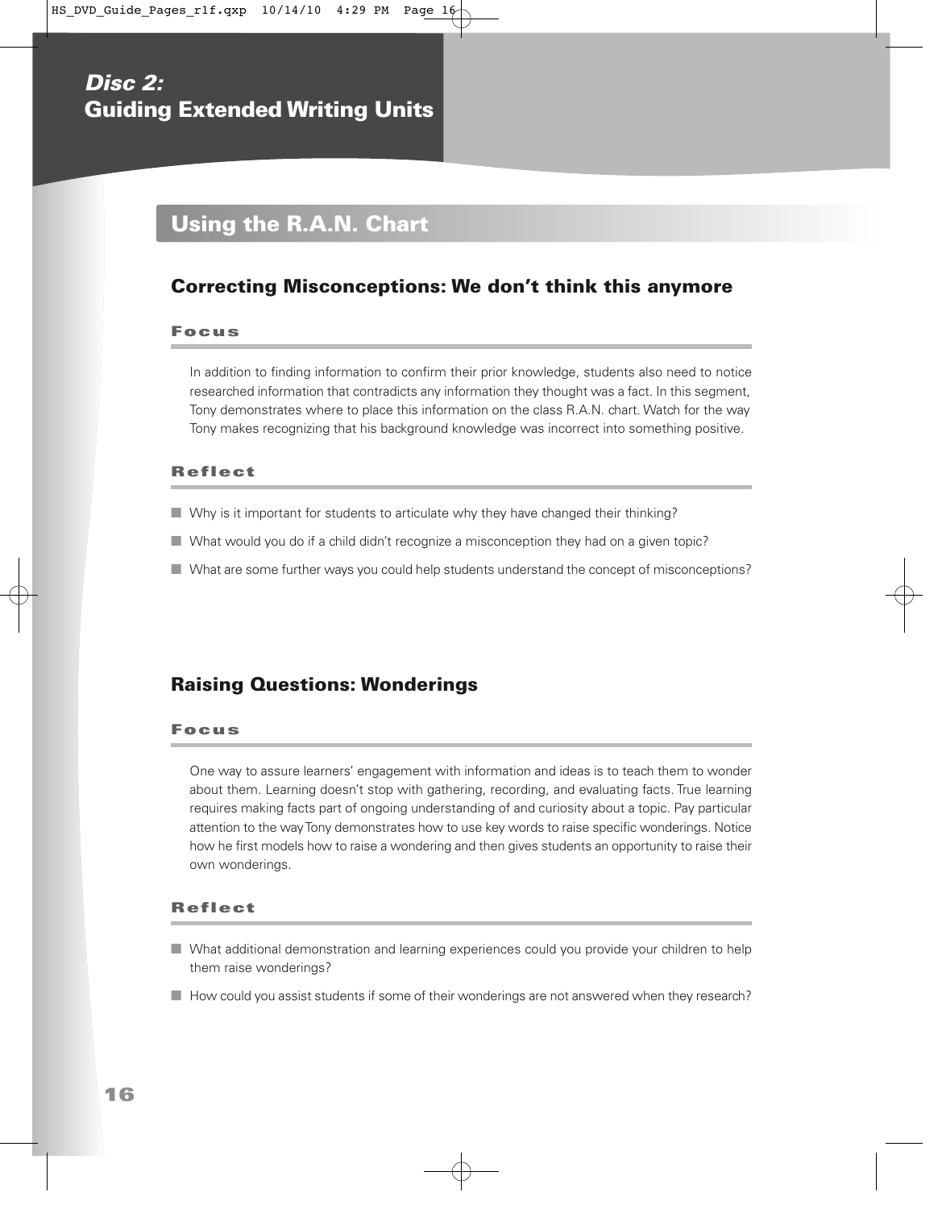## Disc 2: Guiding Extended Writing Units

# Using the R.A.N. Chart

## Correcting Misconceptions: We don't think this anymore

### Focus

In addition to finding information to confirm their prior knowledge, students also need to notice researched information that contradicts any information they thought was a fact. In this segment, Tony demonstrates where to place this information on the class R.A.N. chart. Watch for the way Tony makes recognizing that his background knowledge was incorrect into something positive.

### Reflect

- Why is it important for students to articulate why they have changed their thinking?
- What would you do if a child didn't recognize a misconception they had on a given topic?
- What are some further ways you could help students understand the concept of misconceptions?

## Raising Questions: Wonderings

### Focus

One way to assure learners' engagement with information and ideas is to teach them to wonder about them. Learning doesn't stop with gathering, recording, and evaluating facts. True learning requires making facts part of ongoing understanding of and curiosity about a topic. Pay particular attention to the way Tony demonstrates how to use key words to raise specific wonderings. Notice how he first models how to raise a wondering and then gives students an opportunity to raise their own wonderings.

### Reflect

- What additional demonstration and learning experiences could you provide your children to help them raise wonderings?
- How could you assist students if some of their wonderings are not answered when they research?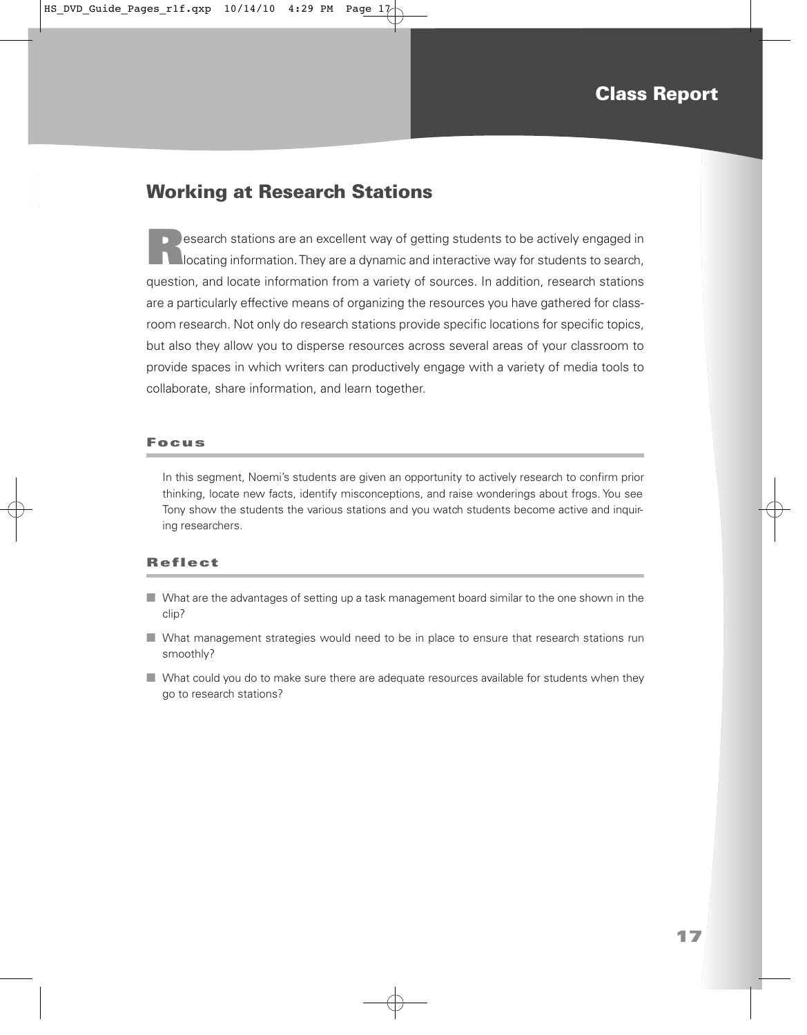## Class Report

# Working at Research Stations

Research stations are an excellent way of getting students to be actively engaged in locating information. They are a dynamic and interactive way for students to search, question, and locate information from a variety of sources. In addition, research stations are a particularly effective means of organizing the resources you have gathered for classroom research. Not only do research stations provide specific locations for specific topics, but also they allow you to disperse resources across several areas of your classroom to provide spaces in which writers can productively engage with a variety of media tools to collaborate, share information, and learn together.

### Focus

In this segment, Noemi's students are given an opportunity to actively research to confirm prior thinking, locate new facts, identify misconceptions, and raise wonderings about frogs. You see Tony show the students the various stations and you watch students become active and inquiring researchers.

### Reflect

- What are the advantages of setting up a task management board similar to the one shown in the clip?
- What management strategies would need to be in place to ensure that research stations run smoothly?
- What could you do to make sure there are adequate resources available for students when they go to research stations?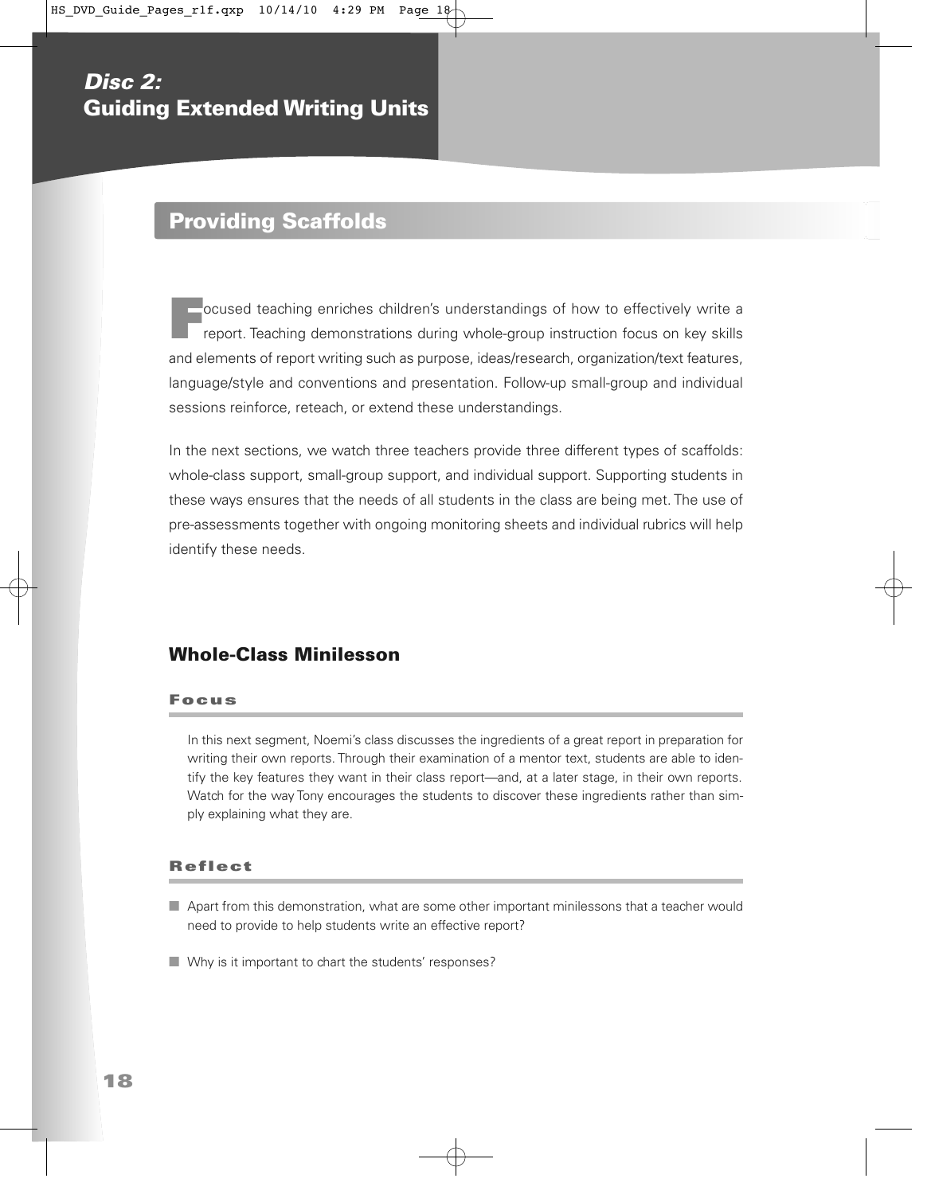# Disc 2:
# Guiding Extended Writing Units

## Providing Scaffolds

Focused teaching enriches children's understandings of how to effectively write a report. Teaching demonstrations during whole-group instruction focus on key skills and elements of report writing such as purpose, ideas/research, organization/text features, language/style and conventions and presentation. Follow-up small-group and individual sessions reinforce, reteach, or extend these understandings.

In the next sections, we watch three teachers provide three different types of scaffolds: whole-class support, small-group support, and individual support. Supporting students in these ways ensures that the needs of all students in the class are being met. The use of pre-assessments together with ongoing monitoring sheets and individual rubrics will help identify these needs.

### Whole-Class Minilesson

#### Focus

In this next segment, Noemi's class discusses the ingredients of a great report in preparation for writing their own reports. Through their examination of a mentor text, students are able to identify the key features they want in their class report—and, at a later stage, in their own reports. Watch for the way Tony encourages the students to discover these ingredients rather than simply explaining what they are.

#### Reflect

- Apart from this demonstration, what are some other important minilessons that a teacher would need to provide to help students write an effective report?
- Why is it important to chart the students' responses?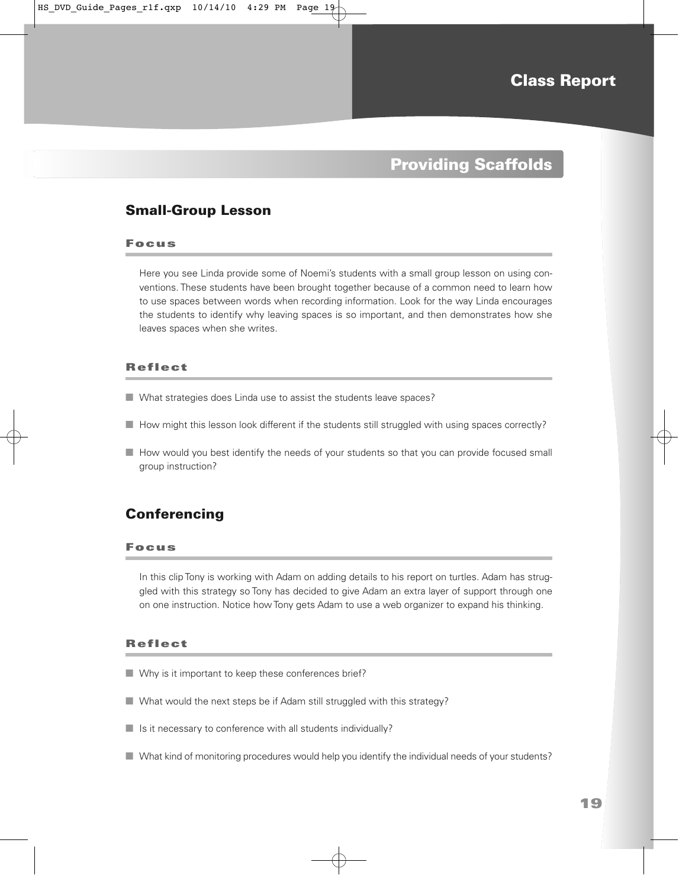# Class Report

## Providing Scaffolds

### Small-Group Lesson

#### Focus

Here you see Linda provide some of Noemi's students with a small group lesson on using conventions. These students have been brought together because of a common need to learn how to use spaces between words when recording information. Look for the way Linda encourages the students to identify why leaving spaces is so important, and then demonstrates how she leaves spaces when she writes.

#### Reflect

- What strategies does Linda use to assist the students leave spaces?
- How might this lesson look different if the students still struggled with using spaces correctly?
- How would you best identify the needs of your students so that you can provide focused small group instruction?

### Conferencing

#### Focus

In this clip Tony is working with Adam on adding details to his report on turtles. Adam has struggled with this strategy so Tony has decided to give Adam an extra layer of support through one on one instruction. Notice how Tony gets Adam to use a web organizer to expand his thinking.

#### Reflect

- Why is it important to keep these conferences brief?
- What would the next steps be if Adam still struggled with this strategy?
- Is it necessary to conference with all students individually?
- What kind of monitoring procedures would help you identify the individual needs of your students?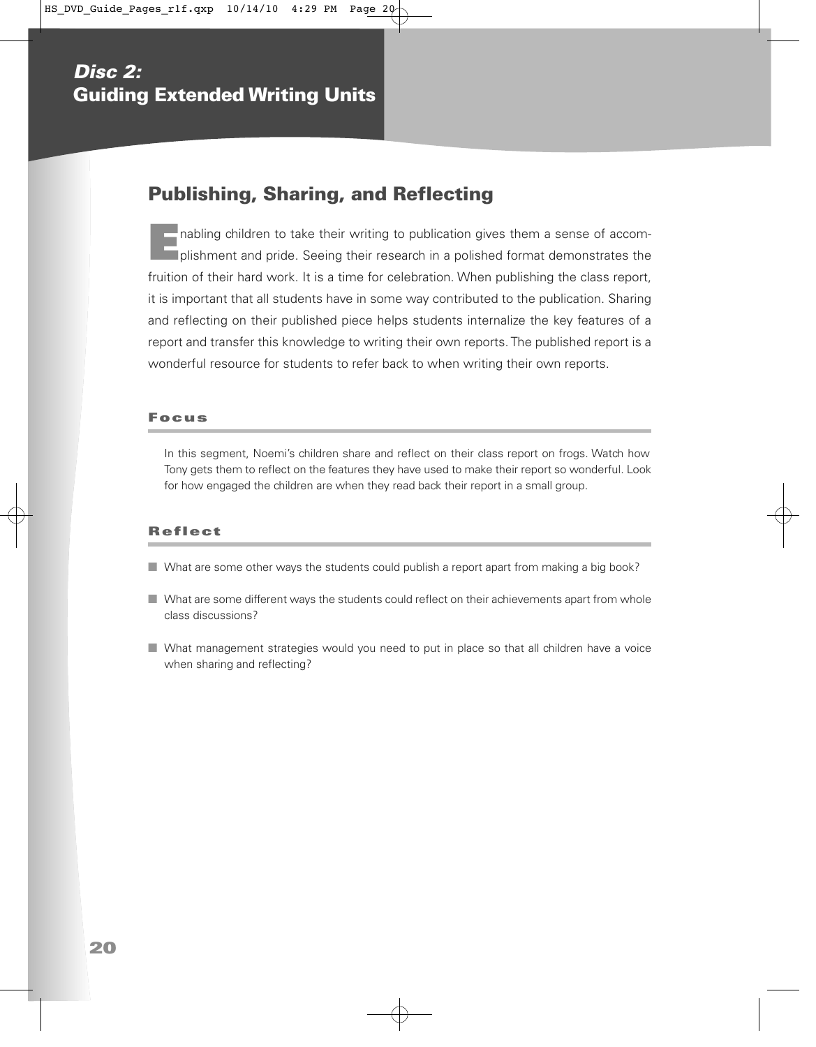## Disc 2: Guiding Extended Writing Units

# Publishing, Sharing, and Reflecting

Enabling children to take their writing to publication gives them a sense of accomplishment and pride. Seeing their research in a polished format demonstrates the fruition of their hard work. It is a time for celebration. When publishing the class report, it is important that all students have in some way contributed to the publication. Sharing and reflecting on their published piece helps students internalize the key features of a report and transfer this knowledge to writing their own reports. The published report is a wonderful resource for students to refer back to when writing their own reports.

### Focus

In this segment, Noemi's children share and reflect on their class report on frogs. Watch how Tony gets them to reflect on the features they have used to make their report so wonderful. Look for how engaged the children are when they read back their report in a small group.

### Reflect

- What are some other ways the students could publish a report apart from making a big book?
- What are some different ways the students could reflect on their achievements apart from whole class discussions?
- What management strategies would you need to put in place so that all children have a voice when sharing and reflecting?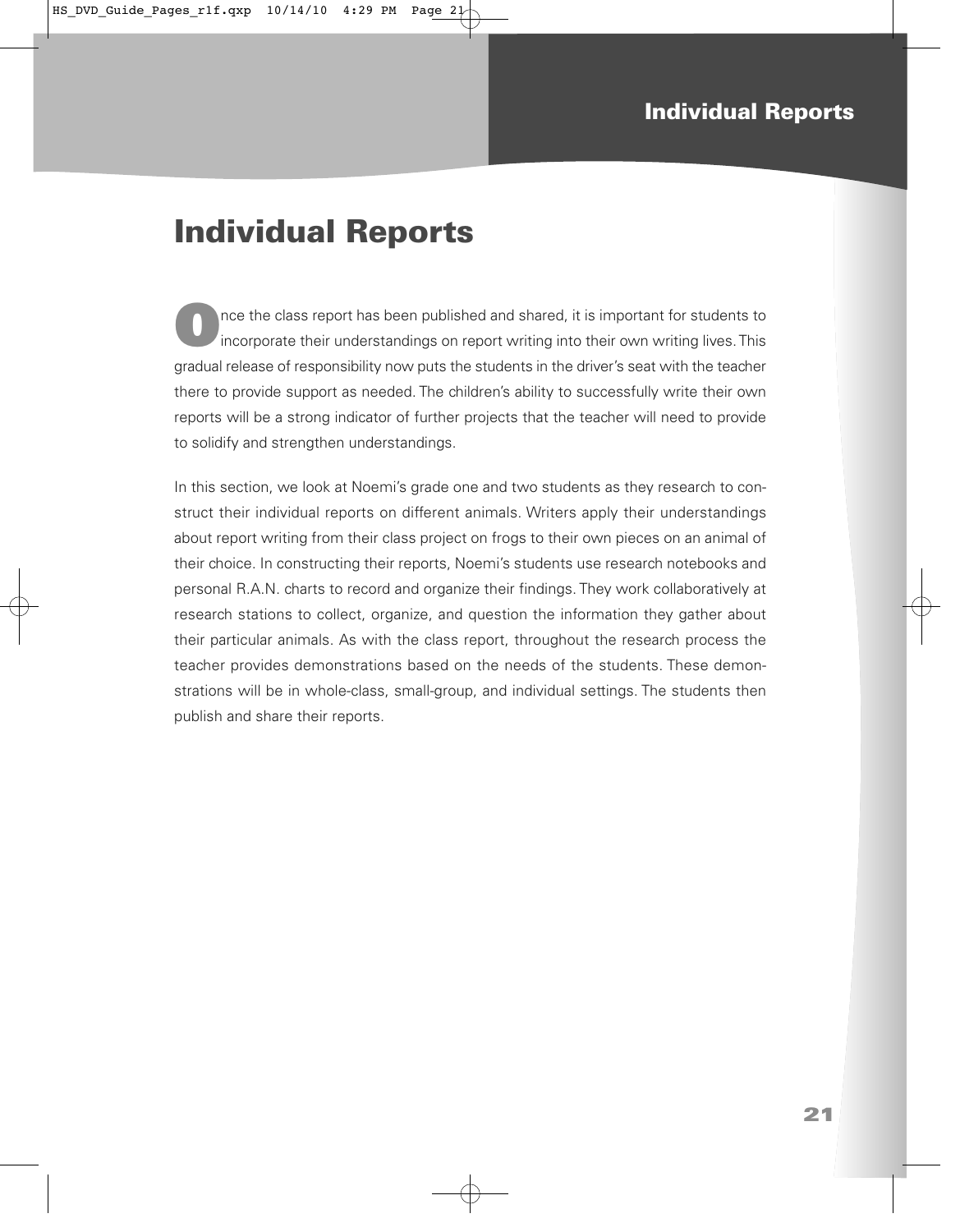# Individual Reports

Once the class report has been published and shared, it is important for students to incorporate their understandings on report writing into their own writing lives. This gradual release of responsibility now puts the students in the driver's seat with the teacher there to provide support as needed. The children's ability to successfully write their own reports will be a strong indicator of further projects that the teacher will need to provide to solidify and strengthen understandings.

In this section, we look at Noemi's grade one and two students as they research to construct their individual reports on different animals. Writers apply their understandings about report writing from their class project on frogs to their own pieces on an animal of their choice. In constructing their reports, Noemi's students use research notebooks and personal R.A.N. charts to record and organize their findings. They work collaboratively at research stations to collect, organize, and question the information they gather about their particular animals. As with the class report, throughout the research process the teacher provides demonstrations based on the needs of the students. These demonstrations will be in whole-class, small-group, and individual settings. The students then publish and share their reports.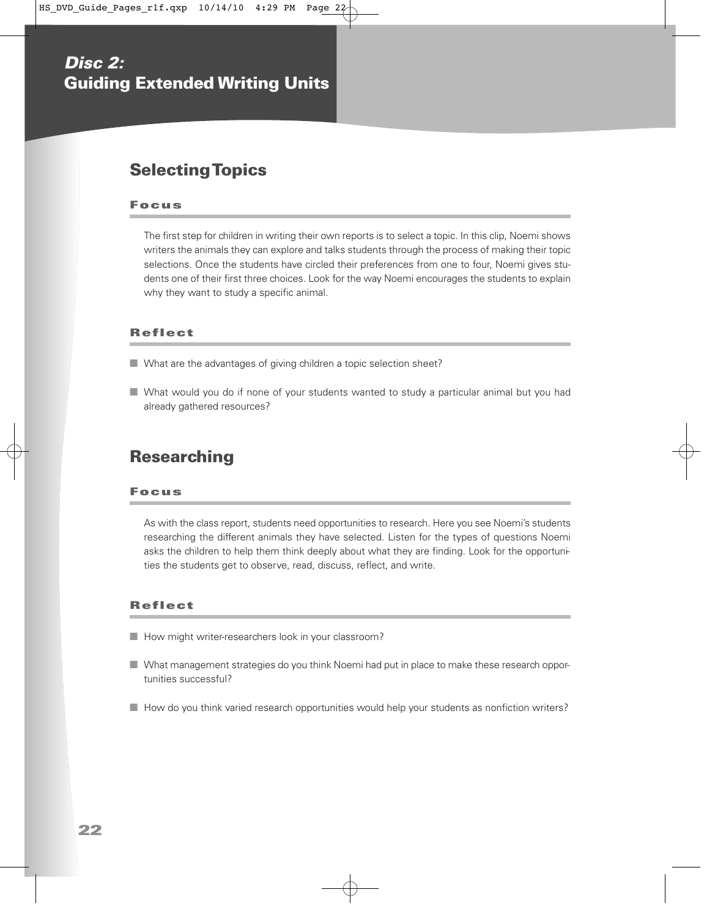# *Disc 2:* Guiding Extended Writing Units

## Selecting Topics

### Focus

The first step for children in writing their own reports is to select a topic. In this clip, Noemi shows writers the animals they can explore and talks students through the process of making their topic selections. Once the students have circled their preferences from one to four, Noemi gives students one of their first three choices. Look for the way Noemi encourages the students to explain why they want to study a specific animal.

### Reflect

- What are the advantages of giving children a topic selection sheet?
- What would you do if none of your students wanted to study a particular animal but you had already gathered resources?

## Researching

### Focus

As with the class report, students need opportunities to research. Here you see Noemi's students researching the different animals they have selected. Listen for the types of questions Noemi asks the children to help them think deeply about what they are finding. Look for the opportunities the students get to observe, read, discuss, reflect, and write.

### Reflect

- How might writer-researchers look in your classroom?
- What management strategies do you think Noemi had put in place to make these research opportunities successful?
- How do you think varied research opportunities would help your students as nonfiction writers?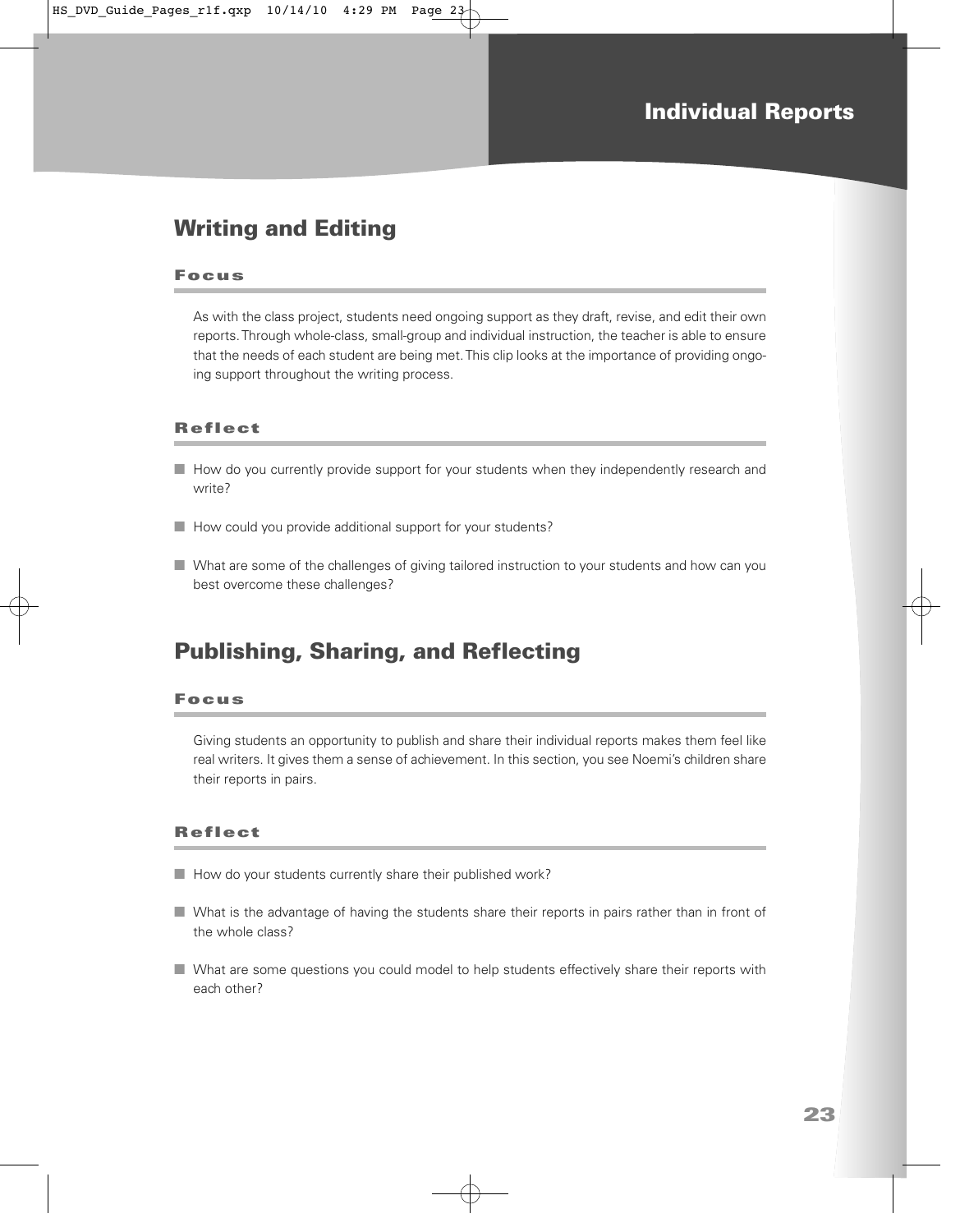# Individual Reports

## Writing and Editing

### Focus

As with the class project, students need ongoing support as they draft, revise, and edit their own reports. Through whole-class, small-group and individual instruction, the teacher is able to ensure that the needs of each student are being met. This clip looks at the importance of providing ongoing support throughout the writing process.

### Reflect

- How do you currently provide support for your students when they independently research and write?
- How could you provide additional support for your students?
- What are some of the challenges of giving tailored instruction to your students and how can you best overcome these challenges?

## Publishing, Sharing, and Reflecting

### Focus

Giving students an opportunity to publish and share their individual reports makes them feel like real writers. It gives them a sense of achievement. In this section, you see Noemi's children share their reports in pairs.

### Reflect

- How do your students currently share their published work?
- What is the advantage of having the students share their reports in pairs rather than in front of the whole class?
- What are some questions you could model to help students effectively share their reports with each other?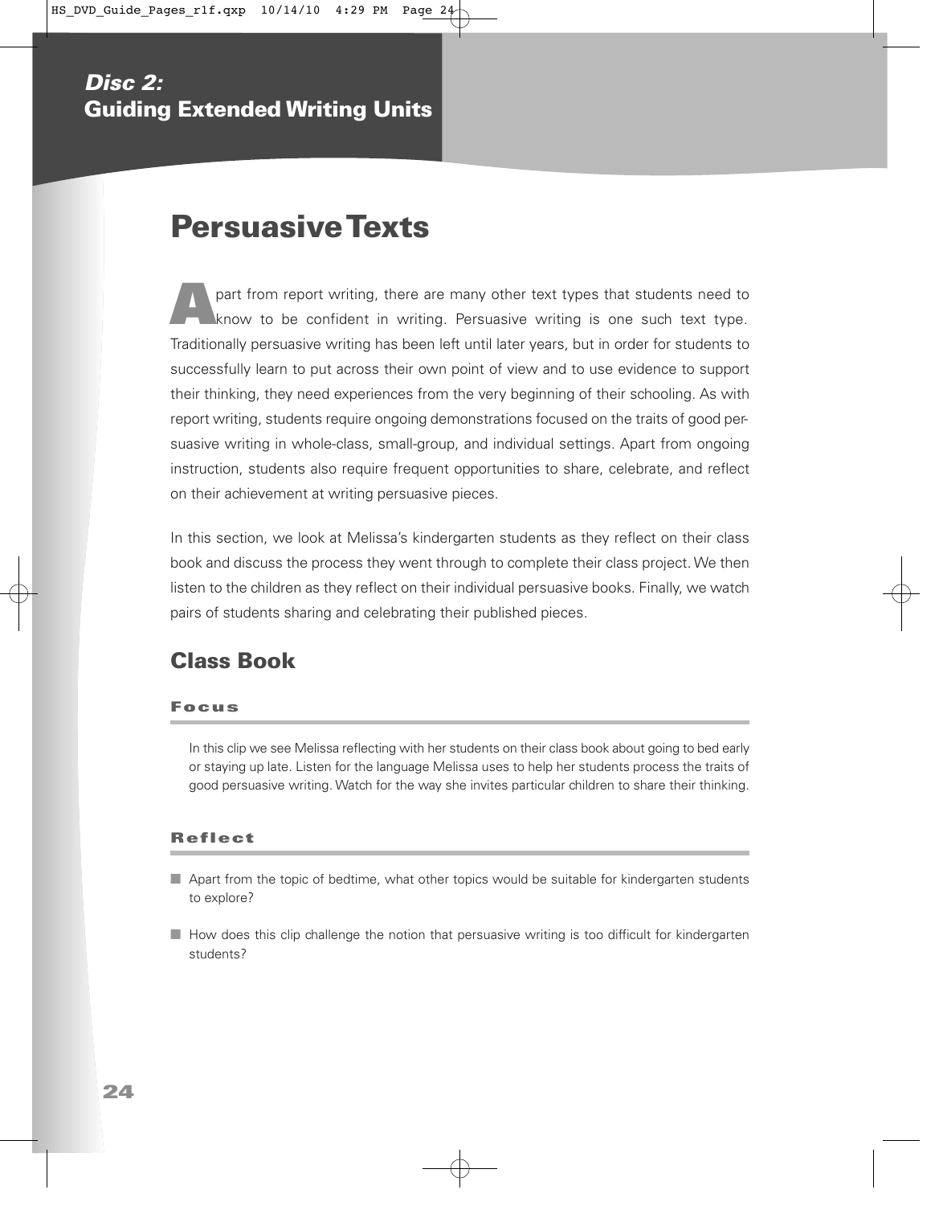**Disc 2:**
**Guiding Extended Writing Units**

# Persuasive Texts

Apart from report writing, there are many other text types that students need to know to be confident in writing. Persuasive writing is one such text type. Traditionally persuasive writing has been left until later years, but in order for students to successfully learn to put across their own point of view and to use evidence to support their thinking, they need experiences from the very beginning of their schooling. As with report writing, students require ongoing demonstrations focused on the traits of good persuasive writing in whole-class, small-group, and individual settings. Apart from ongoing instruction, students also require frequent opportunities to share, celebrate, and reflect on their achievement at writing persuasive pieces.

In this section, we look at Melissa's kindergarten students as they reflect on their class book and discuss the process they went through to complete their class project. We then listen to the children as they reflect on their individual persuasive books. Finally, we watch pairs of students sharing and celebrating their published pieces.

## Class Book

### Focus

In this clip we see Melissa reflecting with her students on their class book about going to bed early or staying up late. Listen for the language Melissa uses to help her students process the traits of good persuasive writing. Watch for the way she invites particular children to share their thinking.

### Reflect

- Apart from the topic of bedtime, what other topics would be suitable for kindergarten students to explore?
- How does this clip challenge the notion that persuasive writing is too difficult for kindergarten students?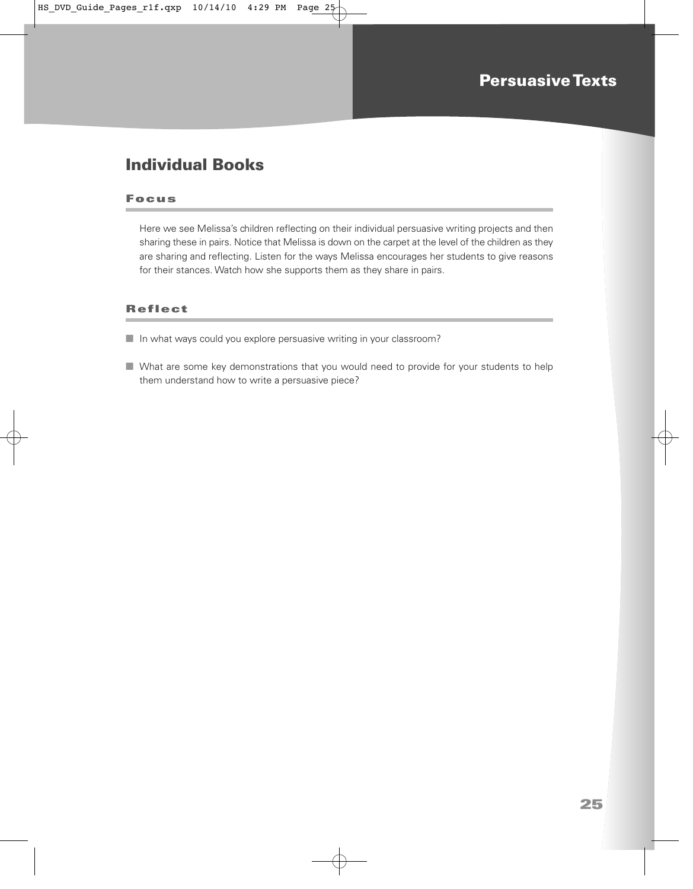# Individual Books

## Focus

Here we see Melissa's children reflecting on their individual persuasive writing projects and then sharing these in pairs. Notice that Melissa is down on the carpet at the level of the children as they are sharing and reflecting. Listen for the ways Melissa encourages her students to give reasons for their stances. Watch how she supports them as they share in pairs.

## Reflect

- In what ways could you explore persuasive writing in your classroom?
- What are some key demonstrations that you would need to provide for your students to help them understand how to write a persuasive piece?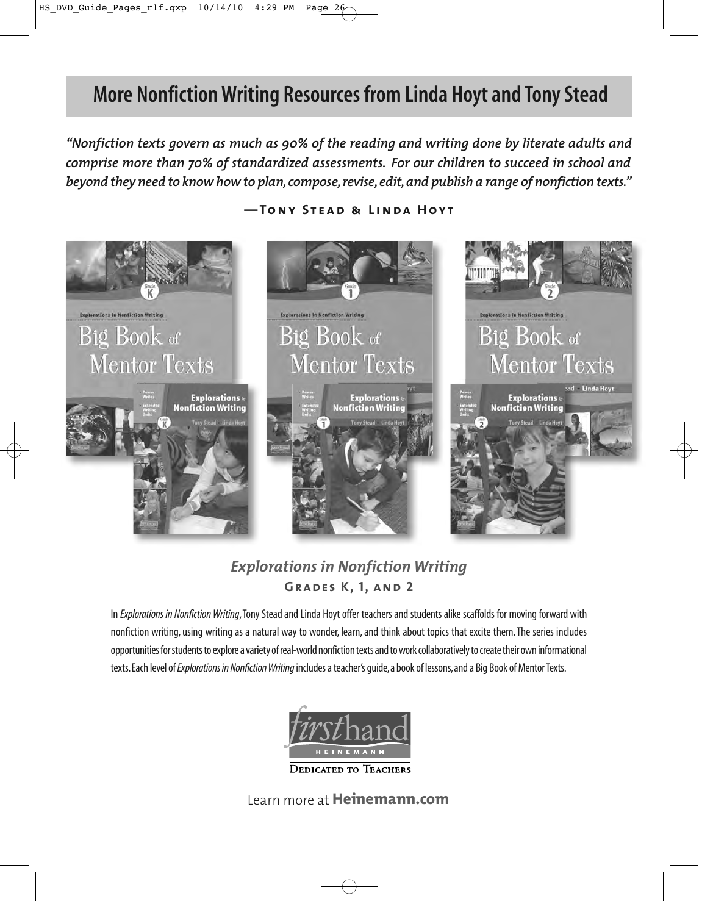# More Nonfiction Writing Resources from Linda Hoyt and Tony Stead

*"Nonfiction texts govern as much as 90% of the reading and writing done by literate adults and comprise more than 70% of standardized assessments. For our children to succeed in school and beyond they need to know how to plan, compose, revise, edit, and publish a range of nonfiction texts."*

**—Tony Stead & Linda Hoyt**

## *Explorations in Nonfiction Writing*

**Grades K, 1, and 2**

In *Explorations in Nonfiction Writing*, Tony Stead and Linda Hoyt offer teachers and students alike scaffolds for moving forward with nonfiction writing, using writing as a natural way to wonder, learn, and think about topics that excite them. The series includes opportunities for students to explore a variety of real-world nonfiction texts and to work collaboratively to create their own informational texts. Each level of *Explorations in Nonfiction Writing* includes a teacher's guide, a book of lessons, and a Big Book of Mentor Texts.

firsthand HEINEMANN

Dedicated to Teachers

Learn more at **Heinemann.com**